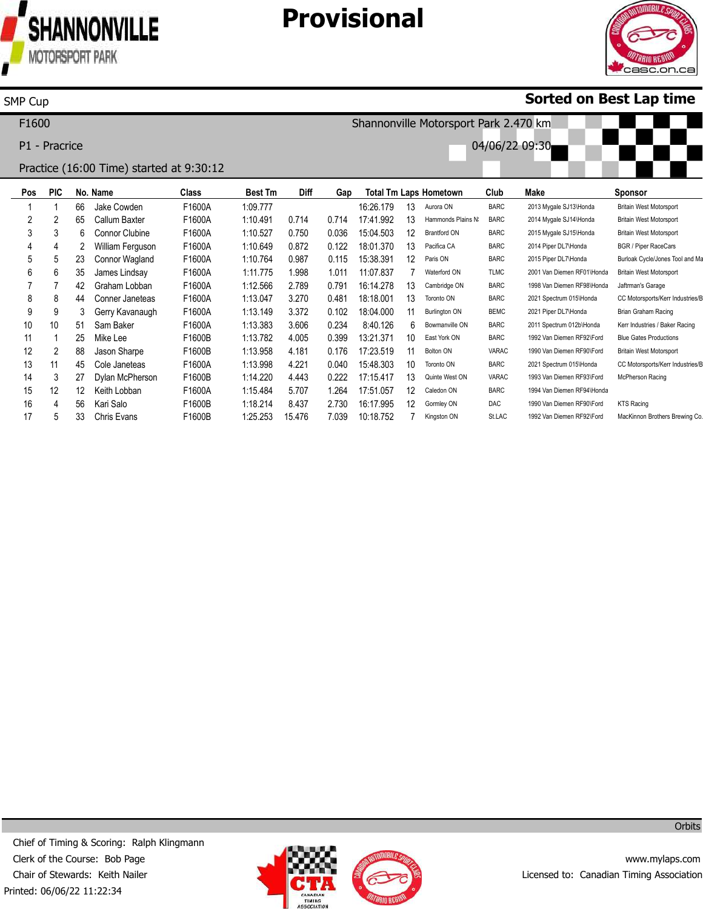# Provisional

SMP Cup

**Sorted on Best Lap time**

F1600

Shannonville Motorsport Park 2.470 km

P1 - Pracrice

04/06/22 09:30

Practice (16:00 Time) started at 9:30:12

| Pos | PIC | No. | Name | Class | Best Tm | Diff | Gap | Total Tm | Laps | Hometown | Club | Make | Sponsor |
|---|---|---|---|---|---|---|---|---|---|---|---|---|---|
| 1 | 1 | 66 | Jake Cowden | F1600A | 1:09.777 | | | 16:26.179 | 13 | Aurora ON | BARC | 2013 Mygale SJ13\Honda | Britain West Motorsport |
| 2 | 2 | 65 | Callum Baxter | F1600A | 1:10.491 | 0.714 | 0.714 | 17:41.992 | 13 | Hammonds Plains N: | BARC | 2014 Mygale SJ14\Honda | Britain West Motorsport |
| 3 | 3 | 6 | Connor Clubine | F1600A | 1:10.527 | 0.750 | 0.036 | 15:04.503 | 12 | Brantford ON | BARC | 2015 Mygale SJ15\Honda | Britain West Motorsport |
| 4 | 4 | 2 | William Ferguson | F1600A | 1:10.649 | 0.872 | 0.122 | 18:01.370 | 13 | Pacifica CA | BARC | 2014 Piper DL7\Honda | BGR / Piper RaceCars |
| 5 | 5 | 23 | Connor Wagland | F1600A | 1:10.764 | 0.987 | 0.115 | 15:38.391 | 12 | Paris ON | BARC | 2015 Piper DL7\Honda | Burloak Cycle/Jones Tool and Ma |
| 6 | 6 | 35 | James Lindsay | F1600A | 1:11.775 | 1.998 | 1.011 | 11:07.837 | 7 | Waterford ON | TLMC | 2001 Van Diemen RF01\Honda | Britain West Motorsport |
| 7 | 7 | 42 | Graham Lobban | F1600A | 1:12.566 | 2.789 | 0.791 | 16:14.278 | 13 | Cambridge ON | BARC | 1998 Van Diemen RF98\Honda | Jaftrman's Garage |
| 8 | 8 | 44 | Conner Janeteas | F1600A | 1:13.047 | 3.270 | 0.481 | 18:18.001 | 13 | Toronto ON | BARC | 2021 Spectrum 015\Honda | CC Motorsports/Kerr Industries/B |
| 9 | 9 | 3 | Gerry Kavanaugh | F1600A | 1:13.149 | 3.372 | 0.102 | 18:04.000 | 11 | Burlington ON | BEMC | 2021 Piper DL7\Honda | Brian Graham Racing |
| 10 | 10 | 51 | Sam Baker | F1600A | 1:13.383 | 3.606 | 0.234 | 8:40.126 | 6 | Bowmanville ON | BARC | 2011 Spectrum 012b\Honda | Kerr Industries / Baker Racing |
| 11 | 1 | 25 | Mike Lee | F1600B | 1:13.782 | 4.005 | 0.399 | 13:21.371 | 10 | East York ON | BARC | 1992 Van Diemen RF92\Ford | Blue Gates Productions |
| 12 | 2 | 88 | Jason Sharpe | F1600B | 1:13.958 | 4.181 | 0.176 | 17:23.519 | 11 | Bolton ON | VARAC | 1990 Van Diemen RF90\Ford | Britain West Motorsport |
| 13 | 11 | 45 | Cole Janeteas | F1600A | 1:13.998 | 4.221 | 0.040 | 15:48.303 | 10 | Toronto ON | BARC | 2021 Spectrum 015\Honda | CC Motorsports/Kerr Industries/B |
| 14 | 3 | 27 | Dylan McPherson | F1600B | 1:14.220 | 4.443 | 0.222 | 17:15.417 | 13 | Quinte West ON | VARAC | 1993 Van Diemen RF93\Ford | McPherson Racing |
| 15 | 12 | 12 | Keith Lobban | F1600A | 1:15.484 | 5.707 | 1.264 | 17:51.057 | 12 | Caledon ON | BARC | 1994 Van Diemen RF94\Honda | |
| 16 | 4 | 56 | Kari Salo | F1600B | 1:18.214 | 8.437 | 2.730 | 16:17.995 | 12 | Gormley ON | DAC | 1990 Van Diemen RF90\Ford | KTS Racing |
| 17 | 5 | 33 | Chris Evans | F1600B | 1:25.253 | 15.476 | 7.039 | 10:18.752 | 7 | Kingston ON | St.LAC | 1992 Van Diemen RF92\Ford | MacKinnon Brothers Brewing Co. |

Orbits

Chief of Timing & Scoring: Ralph Klingmann
Clerk of the Course: Bob Page
Chair of Stewards: Keith Nailer
Printed: 06/06/22 11:22:34

www.mylaps.com
Licensed to: Canadian Timing Association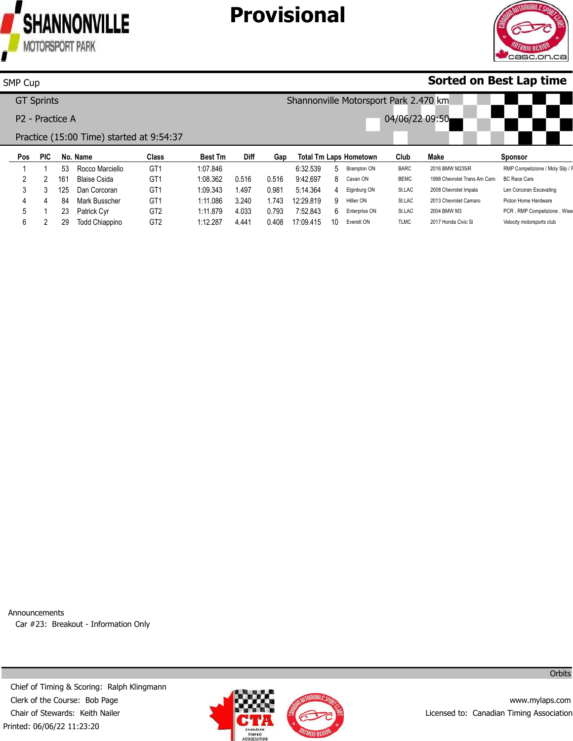# Provisional

SMP Cup

**Sorted on Best Lap time**

GT Sprints

Shannonville Motorsport Park 2.470 km

P2 - Practice A

04/06/22 09:50

Practice (15:00 Time) started at 9:54:37

| Pos | PIC | No. | Name | Class | Best Tm | Diff | Gap | Total Tm | Laps | Hometown | Club | Make | Sponsor |
|---|---|---|---|---|---|---|---|---|---|---|---|---|---|
| 1 | 1 | 53 | Rocco Marciello | GT1 | 1:07.846 | | | 6:32.539 | 5 | Brampton ON | BARC | 2016 BMW M235iR | RMP Competizione / Moly Slip / F |
| 2 | 2 | 161 | Blaise Csida | GT1 | 1:08.362 | 0.516 | 0.516 | 9:42.697 | 8 | Cavan ON | BEMC | 1998 Chevrolet Trans Am Cam | BC Race Cars |
| 3 | 3 | 125 | Dan Corcoran | GT1 | 1:09.343 | 1.497 | 0.981 | 5:14.364 | 4 | Elginburg ON | St.LAC | 2008 Chevrolet Impala | Len Corcoran Excavating |
| 4 | 4 | 84 | Mark Busscher | GT1 | 1:11.086 | 3.240 | 1.743 | 12:29.819 | 9 | Hillier ON | St.LAC | 2013 Chevrolet Camaro | Picton Home Hardware |
| 5 | 1 | 23 | Patrick Cyr | GT2 | 1:11.879 | 4.033 | 0.793 | 7:52.843 | 6 | Enterprise ON | St.LAC | 2004 BMW M3 | PCR , RMP Competizione , Wise |
| 6 | 2 | 29 | Todd Chiappino | GT2 | 1:12.287 | 4.441 | 0.408 | 17:09.415 | 10 | Everett ON | TLMC | 2017 Honda Civic Si | Velocity motorsports club |

Announcements

Car #23: Breakout - Information Only

Orbits

Chief of Timing & Scoring: Ralph Klingmann

Clerk of the Course: Bob Page

Chair of Stewards: Keith Nailer

Printed: 06/06/22 11:23:20

www.mylaps.com

Licensed to: Canadian Timing Association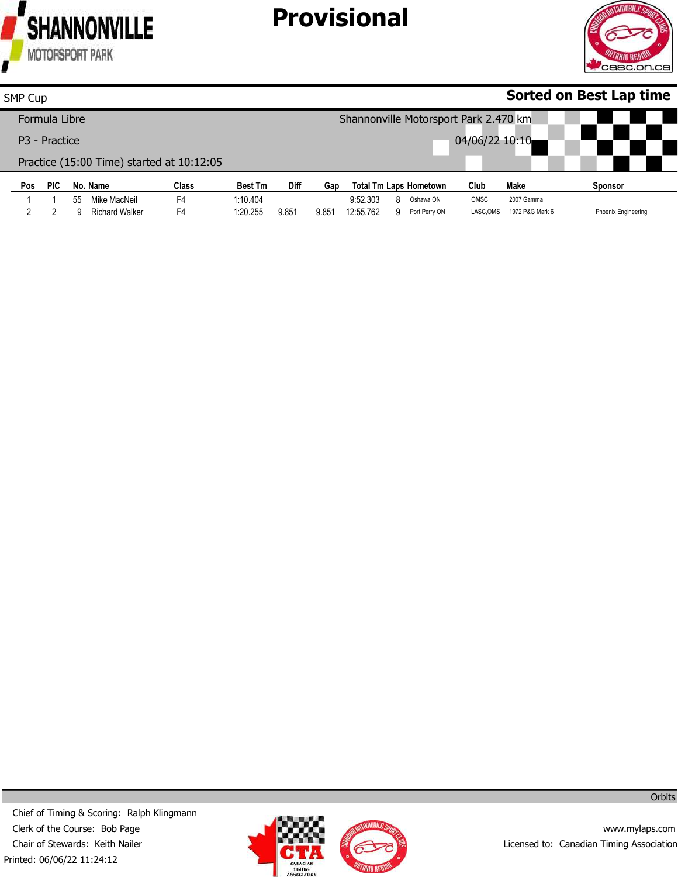# Provisional

SMP Cup

**Sorted on Best Lap time**

Formula Libre

Shannonville Motorsport Park 2.470 km

P3 - Practice

04/06/22 10:10

Practice (15:00 Time) started at 10:12:05

| Pos | PIC | No. | Name | Class | Best Tm | Diff | Gap | Total Tm | Laps | Hometown | Club | Make | Sponsor |
|---|---|---|---|---|---|---|---|---|---|---|---|---|---|
| 1 | 1 | 55 | Mike MacNeil | F4 | 1:10.404 | | | 9:52.303 | 8 | Oshawa ON | OMSC | 2007 Gamma | |
| 2 | 2 | 9 | Richard Walker | F4 | 1:20.255 | 9.851 | 9.851 | 12:55.762 | 9 | Port Perry ON | LASC,OMS | 1972 P&G Mark 6 | Phoenix Engineering |

Orbits

Chief of Timing & Scoring: Ralph Klingmann

Clerk of the Course: Bob Page

Chair of Stewards: Keith Nailer

Printed: 06/06/22 11:24:12

www.mylaps.com

Licensed to: Canadian Timing Association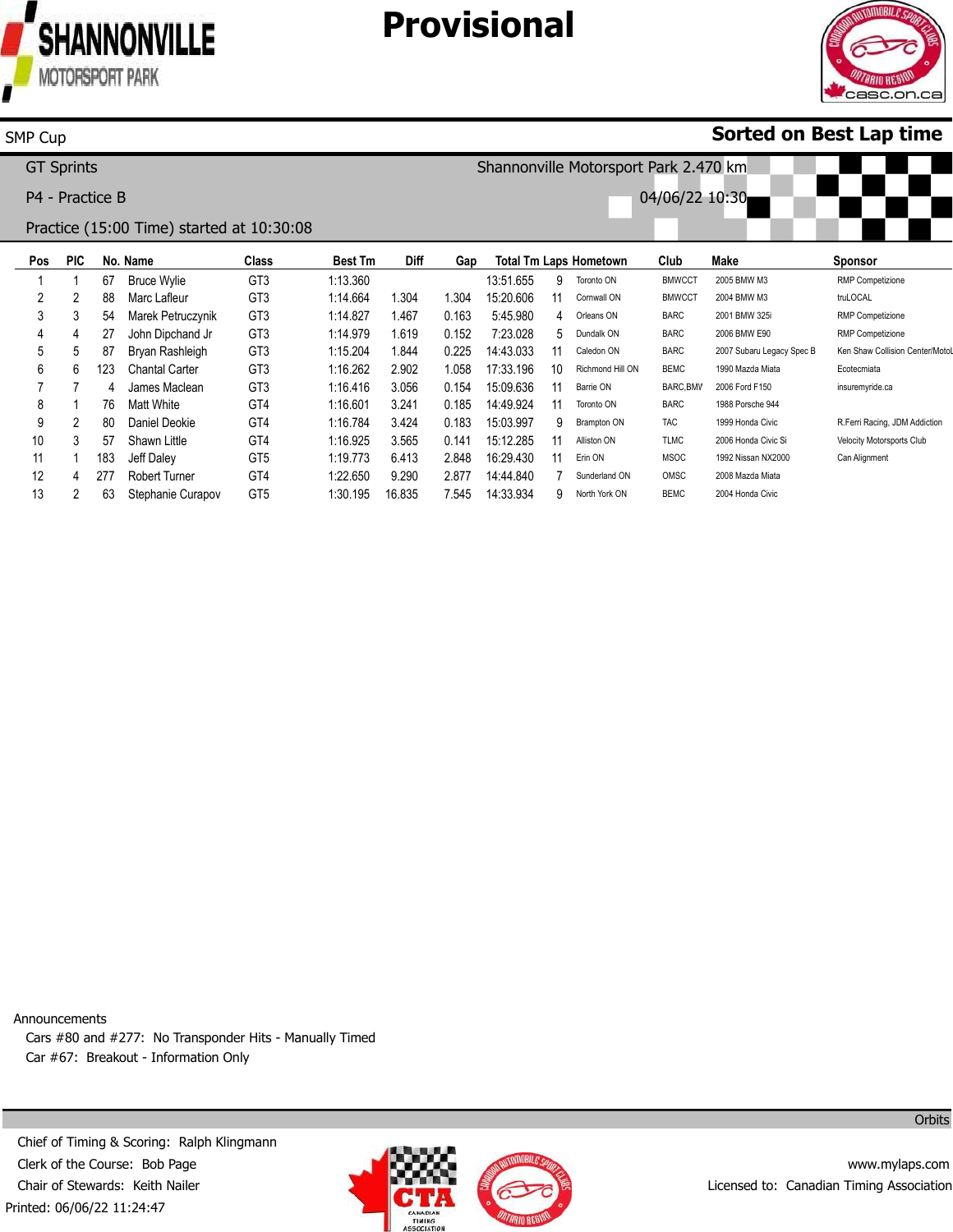# Provisional

SMP Cup

**Sorted on Best Lap time**

GT Sprints

Shannonville Motorsport Park 2.470 km

P4 - Practice B

04/06/22 10:30

Practice (15:00 Time) started at 10:30:08

| Pos | PIC | No. | Name | Class | Best Tm | Diff | Gap | Total Tm | Laps | Hometown | Club | Make | Sponsor |
|---|---|---|---|---|---|---|---|---|---|---|---|---|---|
| 1 | 1 | 67 | Bruce Wylie | GT3 | 1:13.360 | | | 13:51.655 | 9 | Toronto ON | BMWCCT | 2005 BMW M3 | RMP Competizione |
| 2 | 2 | 88 | Marc Lafleur | GT3 | 1:14.664 | 1.304 | 1.304 | 15:20.606 | 11 | Cornwall ON | BMWCCT | 2004 BMW M3 | truLOCAL |
| 3 | 3 | 54 | Marek Petruczynik | GT3 | 1:14.827 | 1.467 | 0.163 | 5:45.980 | 4 | Orleans ON | BARC | 2001 BMW 325i | RMP Competizione |
| 4 | 4 | 27 | John Dipchand Jr | GT3 | 1:14.979 | 1.619 | 0.152 | 7:23.028 | 5 | Dundalk ON | BARC | 2006 BMW E90 | RMP Competizione |
| 5 | 5 | 87 | Bryan Rashleigh | GT3 | 1:15.204 | 1.844 | 0.225 | 14:43.033 | 11 | Caledon ON | BARC | 2007 Subaru Legacy Spec B | Ken Shaw Collision Center/MotoL |
| 6 | 6 | 123 | Chantal Carter | GT3 | 1:16.262 | 2.902 | 1.058 | 17:33.196 | 10 | Richmond Hill ON | BEMC | 1990 Mazda Miata | Ecotecmiata |
| 7 | 7 | 4 | James Maclean | GT3 | 1:16.416 | 3.056 | 0.154 | 15:09.636 | 11 | Barrie ON | BARC,BMV | 2006 Ford F150 | insuremyride.ca |
| 8 | 1 | 76 | Matt White | GT4 | 1:16.601 | 3.241 | 0.185 | 14:49.924 | 11 | Toronto ON | BARC | 1988 Porsche 944 | |
| 9 | 2 | 80 | Daniel Deokie | GT4 | 1:16.784 | 3.424 | 0.183 | 15:03.997 | 9 | Brampton ON | TAC | 1999 Honda Civic | R.Ferri Racing, JDM Addiction |
| 10 | 3 | 57 | Shawn Little | GT4 | 1:16.925 | 3.565 | 0.141 | 15:12.285 | 11 | Alliston ON | TLMC | 2006 Honda Civic Si | Velocity Motorsports Club |
| 11 | 1 | 183 | Jeff Daley | GT5 | 1:19.773 | 6.413 | 2.848 | 16:29.430 | 11 | Erin ON | MSOC | 1992 Nissan NX2000 | Can Alignment |
| 12 | 4 | 277 | Robert Turner | GT4 | 1:22.650 | 9.290 | 2.877 | 14:44.840 | 7 | Sunderland ON | OMSC | 2008 Mazda Miata | |
| 13 | 2 | 63 | Stephanie Curapov | GT5 | 1:30.195 | 16.835 | 7.545 | 14:33.934 | 9 | North York ON | BEMC | 2004 Honda Civic | |

Announcements

Cars #80 and #277: No Transponder Hits - Manually Timed

Car #67: Breakout - Information Only

Orbits

Chief of Timing & Scoring: Ralph Klingmann

Clerk of the Course: Bob Page

Chair of Stewards: Keith Nailer

Printed: 06/06/22 11:24:47

www.mylaps.com

Licensed to: Canadian Timing Association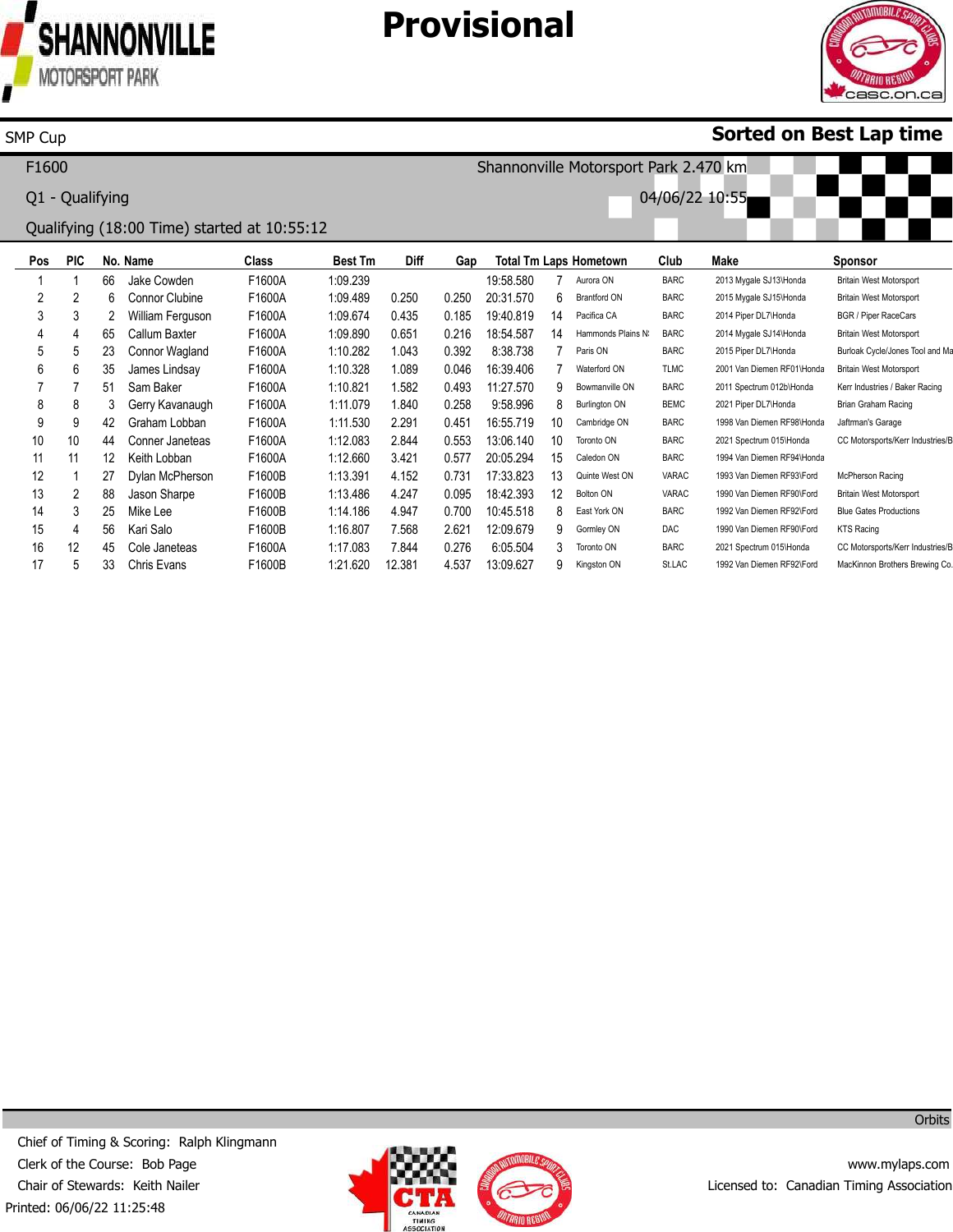# Provisional

SMP Cup

**Sorted on Best Lap time**

F1600

Shannonville Motorsport Park 2.470 km

Q1 - Qualifying

04/06/22 10:55

Qualifying (18:00 Time) started at 10:55:12

| Pos | PIC | No. | Name | Class | Best Tm | Diff | Gap | Total Tm | Laps | Hometown | Club | Make | Sponsor |
|---|---|---|---|---|---|---|---|---|---|---|---|---|---|
| 1 | 1 | 66 | Jake Cowden | F1600A | 1:09.239 | | | 19:58.580 | 7 | Aurora ON | BARC | 2013 Mygale SJ13\Honda | Britain West Motorsport |
| 2 | 2 | 6 | Connor Clubine | F1600A | 1:09.489 | 0.250 | 0.250 | 20:31.570 | 6 | Brantford ON | BARC | 2015 Mygale SJ15\Honda | Britain West Motorsport |
| 3 | 3 | 2 | William Ferguson | F1600A | 1:09.674 | 0.435 | 0.185 | 19:40.819 | 14 | Pacifica CA | BARC | 2014 Piper DL7\Honda | BGR / Piper RaceCars |
| 4 | 4 | 65 | Callum Baxter | F1600A | 1:09.890 | 0.651 | 0.216 | 18:54.587 | 14 | Hammonds Plains N: | BARC | 2014 Mygale SJ14\Honda | Britain West Motorsport |
| 5 | 5 | 23 | Connor Wagland | F1600A | 1:10.282 | 1.043 | 0.392 | 8:38.738 | 7 | Paris ON | BARC | 2015 Piper DL7\Honda | Burloak Cycle/Jones Tool and Ma |
| 6 | 6 | 35 | James Lindsay | F1600A | 1:10.328 | 1.089 | 0.046 | 16:39.406 | 7 | Waterford ON | TLMC | 2001 Van Diemen RF01\Honda | Britain West Motorsport |
| 7 | 7 | 51 | Sam Baker | F1600A | 1:10.821 | 1.582 | 0.493 | 11:27.570 | 9 | Bowmanville ON | BARC | 2011 Spectrum 012b\Honda | Kerr Industries / Baker Racing |
| 8 | 8 | 3 | Gerry Kavanaugh | F1600A | 1:11.079 | 1.840 | 0.258 | 9:58.996 | 8 | Burlington ON | BEMC | 2021 Piper DL7\Honda | Brian Graham Racing |
| 9 | 9 | 42 | Graham Lobban | F1600A | 1:11.530 | 2.291 | 0.451 | 16:55.719 | 10 | Cambridge ON | BARC | 1998 Van Diemen RF98\Honda | Jaftrman's Garage |
| 10 | 10 | 44 | Conner Janeteas | F1600A | 1:12.083 | 2.844 | 0.553 | 13:06.140 | 10 | Toronto ON | BARC | 2021 Spectrum 015\Honda | CC Motorsports/Kerr Industries/B |
| 11 | 11 | 12 | Keith Lobban | F1600A | 1:12.660 | 3.421 | 0.577 | 20:05.294 | 15 | Caledon ON | BARC | 1994 Van Diemen RF94\Honda | |
| 12 | 1 | 27 | Dylan McPherson | F1600B | 1:13.391 | 4.152 | 0.731 | 17:33.823 | 13 | Quinte West ON | VARAC | 1993 Van Diemen RF93\Ford | McPherson Racing |
| 13 | 2 | 88 | Jason Sharpe | F1600B | 1:13.486 | 4.247 | 0.095 | 18:42.393 | 12 | Bolton ON | VARAC | 1990 Van Diemen RF90\Ford | Britain West Motorsport |
| 14 | 3 | 25 | Mike Lee | F1600B | 1:14.186 | 4.947 | 0.700 | 10:45.518 | 8 | East York ON | BARC | 1992 Van Diemen RF92\Ford | Blue Gates Productions |
| 15 | 4 | 56 | Kari Salo | F1600B | 1:16.807 | 7.568 | 2.621 | 12:09.679 | 9 | Gormley ON | DAC | 1990 Van Diemen RF90\Ford | KTS Racing |
| 16 | 12 | 45 | Cole Janeteas | F1600A | 1:17.083 | 7.844 | 0.276 | 6:05.504 | 3 | Toronto ON | BARC | 2021 Spectrum 015\Honda | CC Motorsports/Kerr Industries/B |
| 17 | 5 | 33 | Chris Evans | F1600B | 1:21.620 | 12.381 | 4.537 | 13:09.627 | 9 | Kingston ON | St.LAC | 1992 Van Diemen RF92\Ford | MacKinnon Brothers Brewing Co. |

Orbits

Chief of Timing & Scoring: Ralph Klingmann
Clerk of the Course: Bob Page
Chair of Stewards: Keith Nailer
Printed: 06/06/22 11:25:48

www.mylaps.com
Licensed to: Canadian Timing Association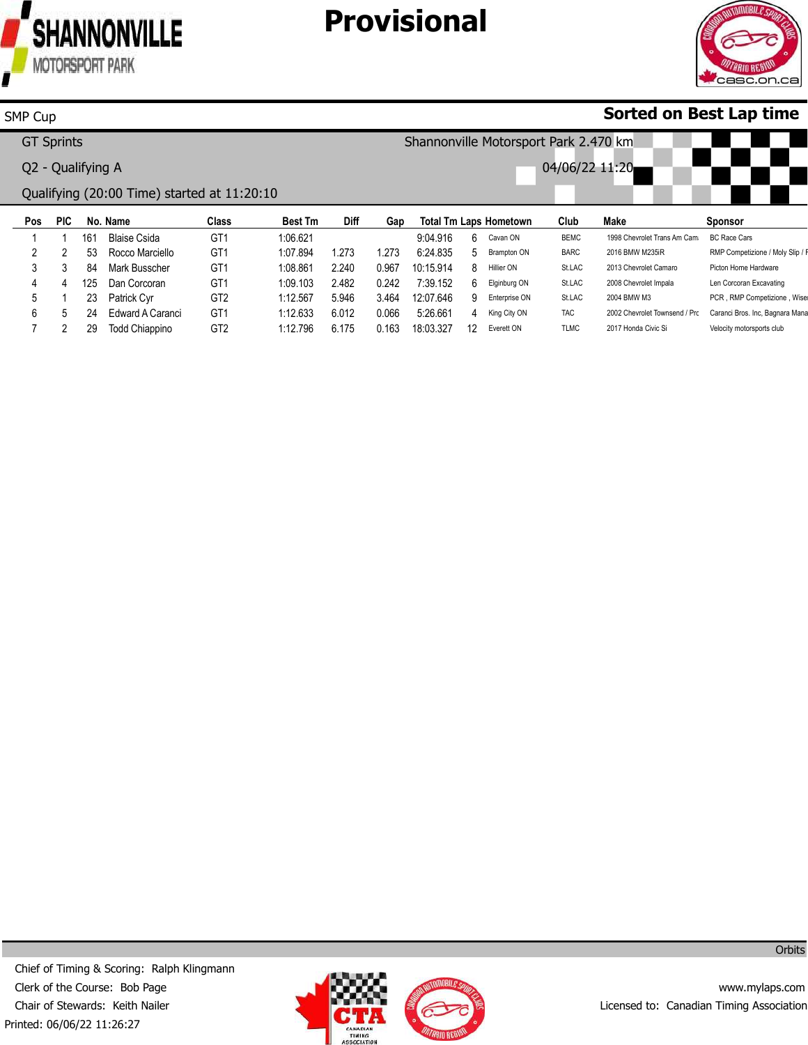# Provisional

SMP Cup

**Sorted on Best Lap time**

GT Sprints

Shannonville Motorsport Park 2.470 km

Q2 - Qualifying A

04/06/22 11:20

Qualifying (20:00 Time) started at 11:20:10

| Pos | PIC | No. | Name | Class | Best Tm | Diff | Gap | Total Tm | Laps | Hometown | Club | Make | Sponsor |
|---|---|---|---|---|---|---|---|---|---|---|---|---|---|
| 1 | 1 | 161 | Blaise Csida | GT1 | 1:06.621 | | | 9:04.916 | 6 | Cavan ON | BEMC | 1998 Chevrolet Trans Am Cam | BC Race Cars |
| 2 | 2 | 53 | Rocco Marciello | GT1 | 1:07.894 | 1.273 | 1.273 | 6:24.835 | 5 | Brampton ON | BARC | 2016 BMW M235iR | RMP Competizione / Moly Slip / F |
| 3 | 3 | 84 | Mark Busscher | GT1 | 1:08.861 | 2.240 | 0.967 | 10:15.914 | 8 | Hillier ON | St.LAC | 2013 Chevrolet Camaro | Picton Home Hardware |
| 4 | 4 | 125 | Dan Corcoran | GT1 | 1:09.103 | 2.482 | 0.242 | 7:39.152 | 6 | Elginburg ON | St.LAC | 2008 Chevrolet Impala | Len Corcoran Excavating |
| 5 | 1 | 23 | Patrick Cyr | GT2 | 1:12.567 | 5.946 | 3.464 | 12:07.646 | 9 | Enterprise ON | St.LAC | 2004 BMW M3 | PCR , RMP Competizione , Wise |
| 6 | 5 | 24 | Edward A Caranci | GT1 | 1:12.633 | 6.012 | 0.066 | 5:26.661 | 4 | King City ON | TAC | 2002 Chevrolet Townsend / Pro | Caranci Bros. Inc, Bagnara Mana |
| 7 | 2 | 29 | Todd Chiappino | GT2 | 1:12.796 | 6.175 | 0.163 | 18:03.327 | 12 | Everett ON | TLMC | 2017 Honda Civic Si | Velocity motorsports club |

Orbits

Chief of Timing & Scoring: Ralph Klingmann

Clerk of the Course: Bob Page

Chair of Stewards: Keith Nailer

Printed: 06/06/22 11:26:27

www.mylaps.com

Licensed to: Canadian Timing Association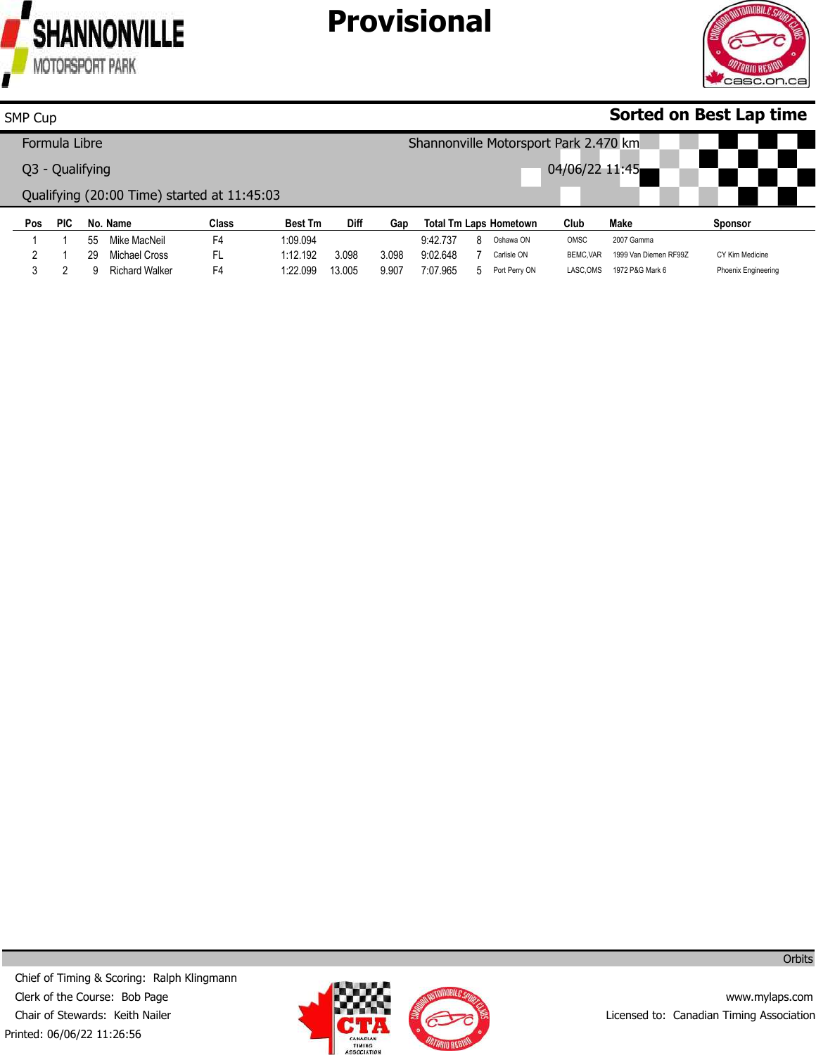# Provisional

SMP Cup

**Sorted on Best Lap time**

Formula Libre

Shannonville Motorsport Park 2.470 km

Q3 - Qualifying

04/06/22 11:45

Qualifying (20:00 Time) started at 11:45:03

| Pos | PIC | No. | Name | Class | Best Tm | Diff | Gap | Total Tm | Laps | Hometown | Club | Make | Sponsor |
|---|---|---|---|---|---|---|---|---|---|---|---|---|---|
| 1 | 1 | 55 | Mike MacNeil | F4 | 1:09.094 | | | 9:42.737 | 8 | Oshawa ON | OMSC | 2007 Gamma | |
| 2 | 1 | 29 | Michael Cross | FL | 1:12.192 | 3.098 | 3.098 | 9:02.648 | 7 | Carlisle ON | BEMC,VAR | 1999 Van Diemen RF99Z | CY Kim Medicine |
| 3 | 2 | 9 | Richard Walker | F4 | 1:22.099 | 13.005 | 9.907 | 7:07.965 | 5 | Port Perry ON | LASC,OMS | 1972 P&G Mark 6 | Phoenix Engineering |

Orbits

Chief of Timing & Scoring: Ralph Klingmann

Clerk of the Course: Bob Page

Chair of Stewards: Keith Nailer

Printed: 06/06/22 11:26:56

www.mylaps.com

Licensed to: Canadian Timing Association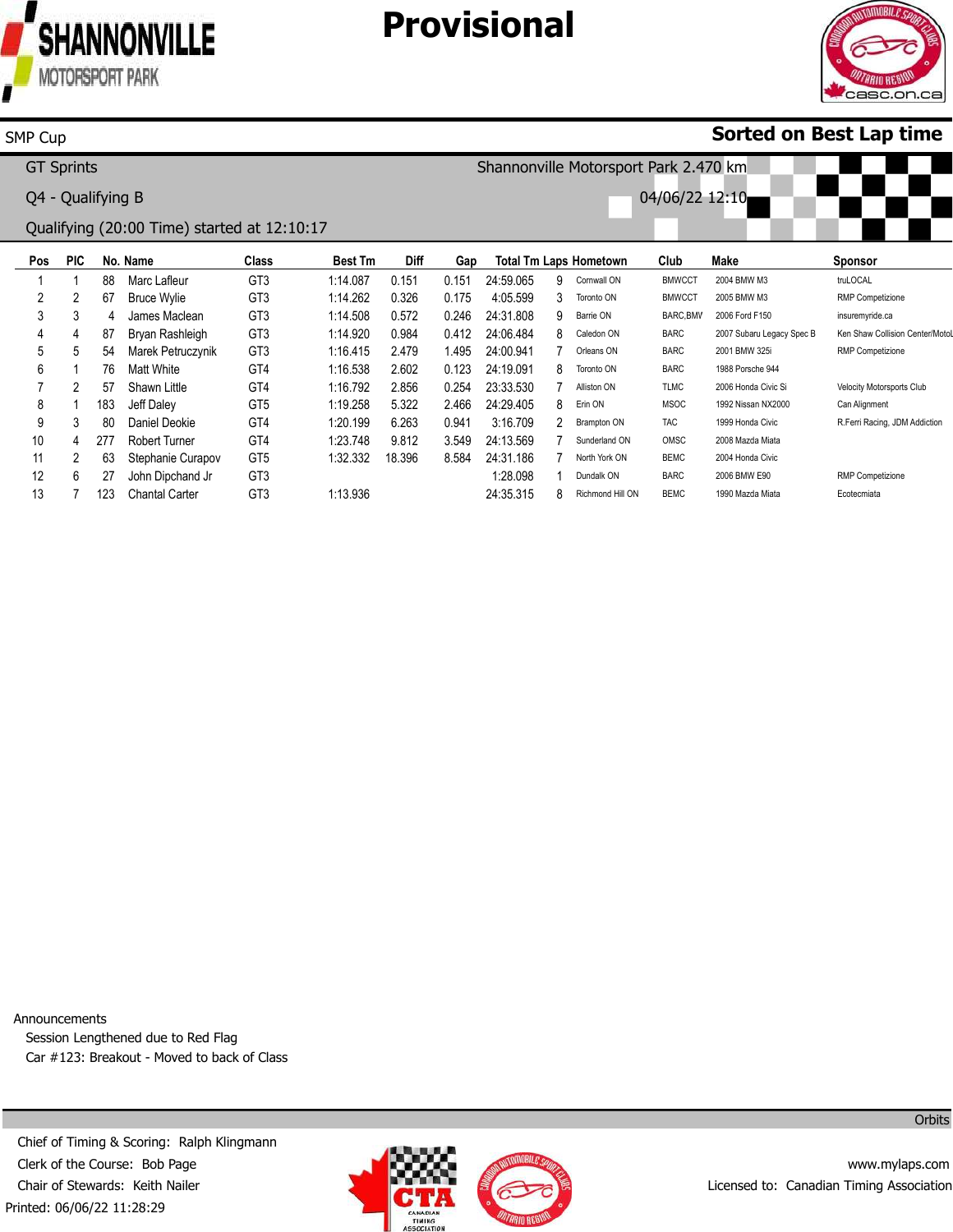# Provisional

SMP Cup

**Sorted on Best Lap time**

GT Sprints

Shannonville Motorsport Park 2.470 km

Q4 - Qualifying B

04/06/22 12:10

Qualifying (20:00 Time) started at 12:10:17

| Pos | PIC | No. | Name | Class | Best Tm | Diff | Gap | Total Tm | Laps | Hometown | Club | Make | Sponsor |
|---|---|---|---|---|---|---|---|---|---|---|---|---|---|
| 1 | 1 | 88 | Marc Lafleur | GT3 | 1:14.087 | 0.151 | 0.151 | 24:59.065 | 9 | Cornwall ON | BMWCCT | 2004 BMW M3 | truLOCAL |
| 2 | 2 | 67 | Bruce Wylie | GT3 | 1:14.262 | 0.326 | 0.175 | 4:05.599 | 3 | Toronto ON | BMWCCT | 2005 BMW M3 | RMP Competizione |
| 3 | 3 | 4 | James Maclean | GT3 | 1:14.508 | 0.572 | 0.246 | 24:31.808 | 9 | Barrie ON | BARC,BMW | 2006 Ford F150 | insuremyride.ca |
| 4 | 4 | 87 | Bryan Rashleigh | GT3 | 1:14.920 | 0.984 | 0.412 | 24:06.484 | 8 | Caledon ON | BARC | 2007 Subaru Legacy Spec B | Ken Shaw Collision Center/MotoL |
| 5 | 5 | 54 | Marek Petruczynik | GT3 | 1:16.415 | 2.479 | 1.495 | 24:00.941 | 7 | Orleans ON | BARC | 2001 BMW 325i | RMP Competizione |
| 6 | 1 | 76 | Matt White | GT4 | 1:16.538 | 2.602 | 0.123 | 24:19.091 | 8 | Toronto ON | BARC | 1988 Porsche 944 | |
| 7 | 2 | 57 | Shawn Little | GT4 | 1:16.792 | 2.856 | 0.254 | 23:33.530 | 7 | Alliston ON | TLMC | 2006 Honda Civic Si | Velocity Motorsports Club |
| 8 | 1 | 183 | Jeff Daley | GT5 | 1:19.258 | 5.322 | 2.466 | 24:29.405 | 8 | Erin ON | MSOC | 1992 Nissan NX2000 | Can Alignment |
| 9 | 3 | 80 | Daniel Deokie | GT4 | 1:20.199 | 6.263 | 0.941 | 3:16.709 | 2 | Brampton ON | TAC | 1999 Honda Civic | R.Ferri Racing, JDM Addiction |
| 10 | 4 | 277 | Robert Turner | GT4 | 1:23.748 | 9.812 | 3.549 | 24:13.569 | 7 | Sunderland ON | OMSC | 2008 Mazda Miata | |
| 11 | 2 | 63 | Stephanie Curapov | GT5 | 1:32.332 | 18.396 | 8.584 | 24:31.186 | 7 | North York ON | BEMC | 2004 Honda Civic | |
| 12 | 6 | 27 | John Dipchand Jr | GT3 | | | | 1:28.098 | 1 | Dundalk ON | BARC | 2006 BMW E90 | RMP Competizione |
| 13 | 7 | 123 | Chantal Carter | GT3 | 1:13.936 | | | 24:35.315 | 8 | Richmond Hill ON | BEMC | 1990 Mazda Miata | Ecotecmiata |

Announcements

Session Lengthened due to Red Flag

Car #123: Breakout - Moved to back of Class

Orbits

Chief of Timing & Scoring: Ralph Klingmann

Clerk of the Course: Bob Page

Chair of Stewards: Keith Nailer

Printed: 06/06/22 11:28:29

www.mylaps.com

Licensed to: Canadian Timing Association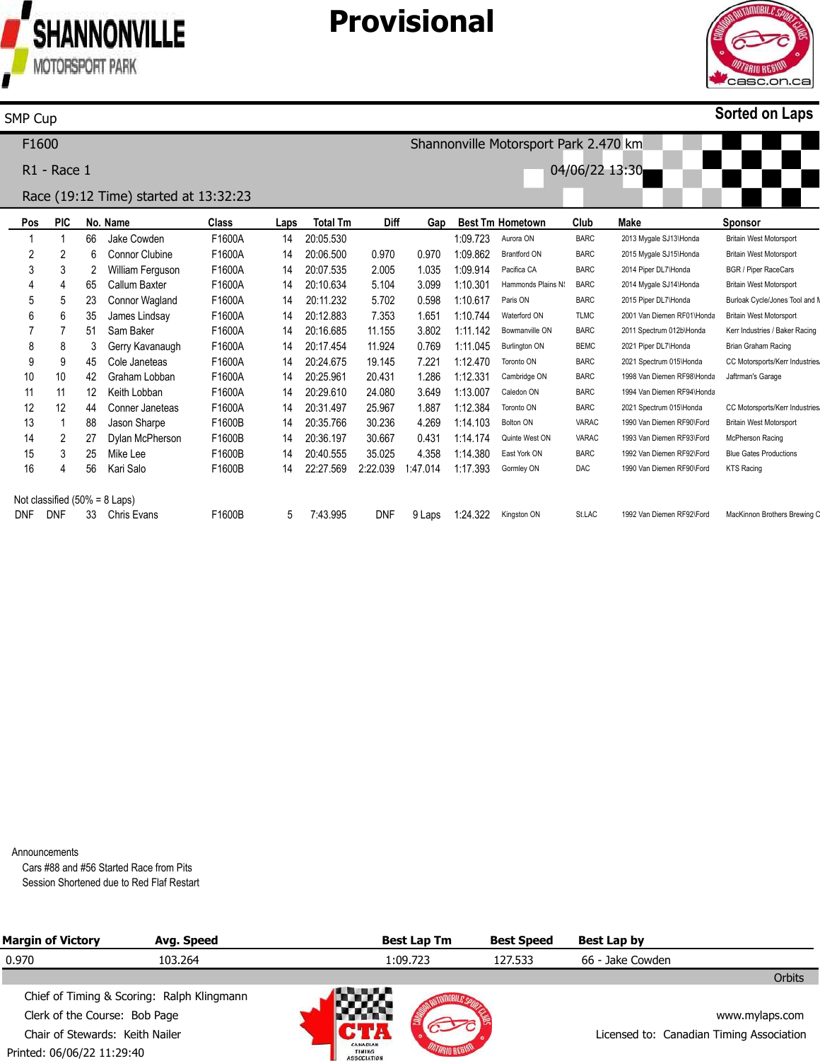# Provisional

SMP Cup

**Sorted on Laps**

F1600 — Shannonville Motorsport Park 2.470 km

R1 - Race 1 — 04/06/22 13:30

Race (19:12 Time) started at 13:32:23

| Pos | PIC | No. | Name | Class | Laps | Total Tm | Diff | Gap | Best Tm | Hometown | Club | Make | Sponsor |
|---|---|---|---|---|---|---|---|---|---|---|---|---|---|
| 1 | 1 | 66 | Jake Cowden | F1600A | 14 | 20:05.530 | | | 1:09.723 | Aurora ON | BARC | 2013 Mygale SJ13\Honda | Britain West Motorsport |
| 2 | 2 | 6 | Connor Clubine | F1600A | 14 | 20:06.500 | 0.970 | 0.970 | 1:09.862 | Brantford ON | BARC | 2015 Mygale SJ15\Honda | Britain West Motorsport |
| 3 | 3 | 2 | William Ferguson | F1600A | 14 | 20:07.535 | 2.005 | 1.035 | 1:09.914 | Pacifica CA | BARC | 2014 Piper DL7\Honda | BGR / Piper RaceCars |
| 4 | 4 | 65 | Callum Baxter | F1600A | 14 | 20:10.634 | 5.104 | 3.099 | 1:10.301 | Hammonds Plains N | BARC | 2014 Mygale SJ14\Honda | Britain West Motorsport |
| 5 | 5 | 23 | Connor Wagland | F1600A | 14 | 20:11.232 | 5.702 | 0.598 | 1:10.617 | Paris ON | BARC | 2015 Piper DL7\Honda | Burloak Cycle/Jones Tool and M |
| 6 | 6 | 35 | James Lindsay | F1600A | 14 | 20:12.883 | 7.353 | 1.651 | 1:10.744 | Waterford ON | TLMC | 2001 Van Diemen RF01\Honda | Britain West Motorsport |
| 7 | 7 | 51 | Sam Baker | F1600A | 14 | 20:16.685 | 11.155 | 3.802 | 1:11.142 | Bowmanville ON | BARC | 2011 Spectrum 012b\Honda | Kerr Industries / Baker Racing |
| 8 | 8 | 3 | Gerry Kavanaugh | F1600A | 14 | 20:17.454 | 11.924 | 0.769 | 1:11.045 | Burlington ON | BEMC | 2021 Piper DL7\Honda | Brian Graham Racing |
| 9 | 9 | 45 | Cole Janeteas | F1600A | 14 | 20:24.675 | 19.145 | 7.221 | 1:12.470 | Toronto ON | BARC | 2021 Spectrum 015\Honda | CC Motorsports/Kerr Industries |
| 10 | 10 | 42 | Graham Lobban | F1600A | 14 | 20:25.961 | 20.431 | 1.286 | 1:12.331 | Cambridge ON | BARC | 1998 Van Diemen RF98\Honda | Jaftrman's Garage |
| 11 | 11 | 12 | Keith Lobban | F1600A | 14 | 20:29.610 | 24.080 | 3.649 | 1:13.007 | Caledon ON | BARC | 1994 Van Diemen RF94\Honda | |
| 12 | 12 | 44 | Conner Janeteas | F1600A | 14 | 20:31.497 | 25.967 | 1.887 | 1:12.384 | Toronto ON | BARC | 2021 Spectrum 015\Honda | CC Motorsports/Kerr Industries |
| 13 | 1 | 88 | Jason Sharpe | F1600B | 14 | 20:35.766 | 30.236 | 4.269 | 1:14.103 | Bolton ON | VARAC | 1990 Van Diemen RF90\Ford | Britain West Motorsport |
| 14 | 2 | 27 | Dylan McPherson | F1600B | 14 | 20:36.197 | 30.667 | 0.431 | 1:14.174 | Quinte West ON | VARAC | 1993 Van Diemen RF93\Ford | McPherson Racing |
| 15 | 3 | 25 | Mike Lee | F1600B | 14 | 20:40.555 | 35.025 | 4.358 | 1:14.380 | East York ON | BARC | 1992 Van Diemen RF92\Ford | Blue Gates Productions |
| 16 | 4 | 56 | Kari Salo | F1600B | 14 | 22:27.569 | 2:22.039 | 1:47.014 | 1:17.393 | Gormley ON | DAC | 1990 Van Diemen RF90\Ford | KTS Racing |
| Not classified (50% = 8 Laps) | | | | | | | | | | | | | |
| DNF | DNF | 33 | Chris Evans | F1600B | 5 | 7:43.995 | DNF | 9 Laps | 1:24.322 | Kingston ON | St.LAC | 1992 Van Diemen RF92\Ford | MacKinnon Brothers Brewing C |

Announcements

Cars #88 and #56 Started Race from Pits

Session Shortened due to Red Flaf Restart

| Margin of Victory | Avg. Speed | Best Lap Tm | Best Speed | Best Lap by |
|---|---|---|---|---|
| 0.970 | 103.264 | 1:09.723 | 127.533 | 66 - Jake Cowden |

Orbits

Chief of Timing & Scoring: Ralph Klingmann

Clerk of the Course: Bob Page

Chair of Stewards: Keith Nailer

Printed: 06/06/22 11:29:40

www.mylaps.com

Licensed to: Canadian Timing Association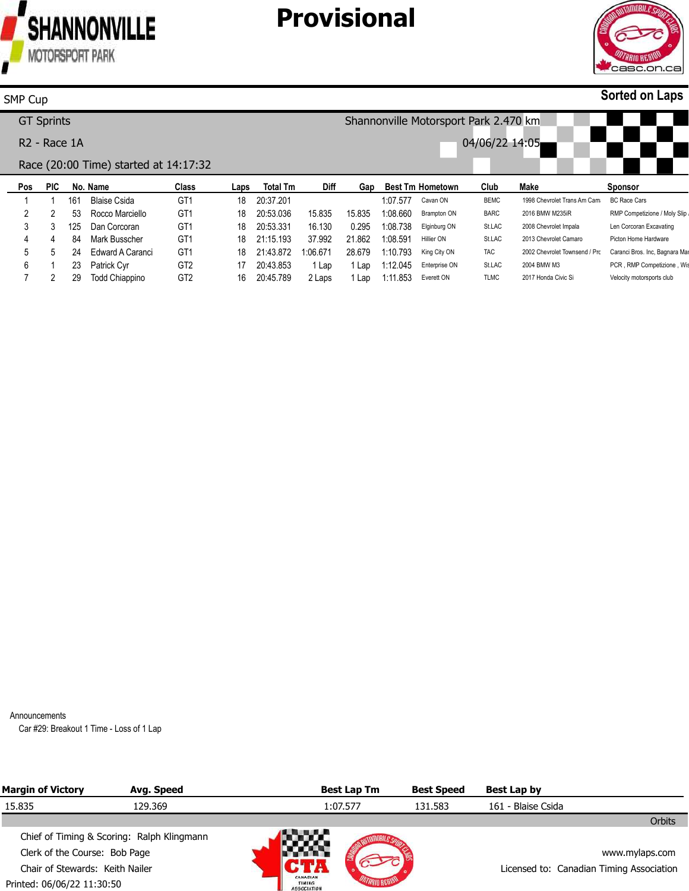# Provisional

SMP Cup

**Sorted on Laps**

GT Sprints

Shannonville Motorsport Park 2.470 km

R2 - Race 1A

04/06/22 14:05

Race (20:00 Time) started at 14:17:32

| Pos | PIC | No. | Name | Class | Laps | Total Tm | Diff | Gap | Best Tm | Hometown | Club | Make | Sponsor |
|---|---|---|---|---|---|---|---|---|---|---|---|---|---|
| 1 | 1 | 161 | Blaise Csida | GT1 | 18 | 20:37.201 | | | 1:07.577 | Cavan ON | BEMC | 1998 Chevrolet Trans Am Cam | BC Race Cars |
| 2 | 2 | 53 | Rocco Marciello | GT1 | 18 | 20:53.036 | 15.835 | 15.835 | 1:08.660 | Brampton ON | BARC | 2016 BMW M235iR | RMP Competizione / Moly Slip |
| 3 | 3 | 125 | Dan Corcoran | GT1 | 18 | 20:53.331 | 16.130 | 0.295 | 1:08.738 | Elginburg ON | St.LAC | 2008 Chevrolet Impala | Len Corcoran Excavating |
| 4 | 4 | 84 | Mark Busscher | GT1 | 18 | 21:15.193 | 37.992 | 21.862 | 1:08.591 | Hillier ON | St.LAC | 2013 Chevrolet Camaro | Picton Home Hardware |
| 5 | 5 | 24 | Edward A Caranci | GT1 | 18 | 21:43.872 | 1:06.671 | 28.679 | 1:10.793 | King City ON | TAC | 2002 Chevrolet Townsend / Prc | Caranci Bros. Inc, Bagnara Mar |
| 6 | 1 | 23 | Patrick Cyr | GT2 | 17 | 20:43.853 | 1 Lap | 1 Lap | 1:12.045 | Enterprise ON | St.LAC | 2004 BMW M3 | PCR , RMP Competizione , Wis |
| 7 | 2 | 29 | Todd Chiappino | GT2 | 16 | 20:45.789 | 2 Laps | 1 Lap | 1:11.853 | Everett ON | TLMC | 2017 Honda Civic Si | Velocity motorsports club |

Announcements

Car #29: Breakout 1 Time - Loss of 1 Lap

| Margin of Victory | Avg. Speed | Best Lap Tm | Best Speed | Best Lap by |
|---|---|---|---|---|
| 15.835 | 129.369 | 1:07.577 | 131.583 | 161 - Blaise Csida |

Orbits

Chief of Timing & Scoring: Ralph Klingmann

Clerk of the Course: Bob Page

Chair of Stewards: Keith Nailer

Printed: 06/06/22 11:30:50

www.mylaps.com

Licensed to: Canadian Timing Association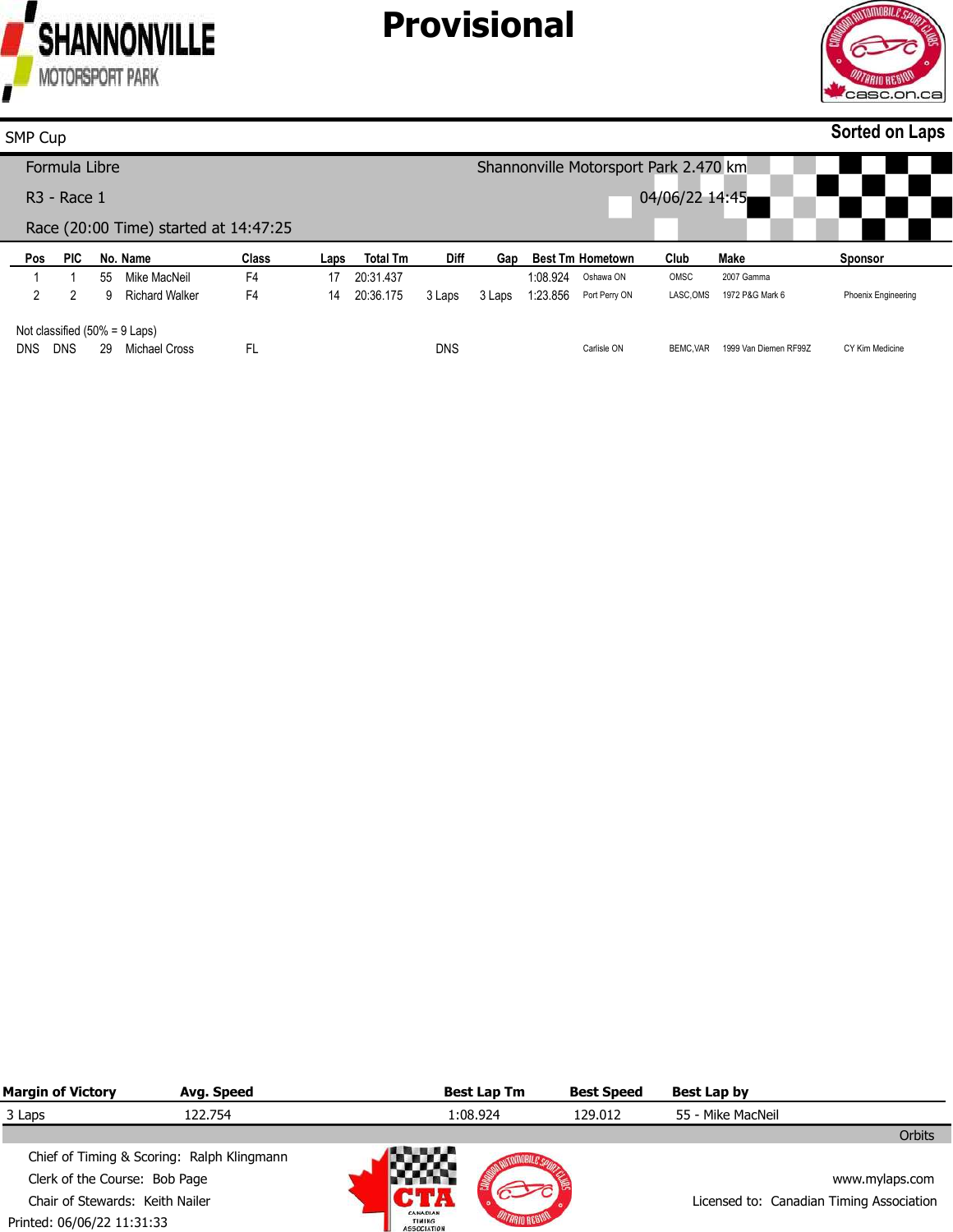# Provisional

SMP Cup

**Sorted on Laps**

Formula Libre

Shannonville Motorsport Park 2.470 km

R3 - Race 1

04/06/22 14:45

Race (20:00 Time) started at 14:47:25

| Pos | PIC | No. | Name | Class | Laps | Total Tm | Diff | Gap | Best Tm | Hometown | Club | Make | Sponsor |
|---|---|---|---|---|---|---|---|---|---|---|---|---|---|
| 1 | 1 | 55 | Mike MacNeil | F4 | 17 | 20:31.437 | | | 1:08.924 | Oshawa ON | OMSC | 2007 Gamma | |
| 2 | 2 | 9 | Richard Walker | F4 | 14 | 20:36.175 | 3 Laps | 3 Laps | 1:23.856 | Port Perry ON | LASC,OMS | 1972 P&G Mark 6 | Phoenix Engineering |

Not classified (50% = 9 Laps)

| Pos | PIC | No. | Name | Class | Laps | Total Tm | Diff | Gap | Best Tm | Hometown | Club | Make | Sponsor |
|---|---|---|---|---|---|---|---|---|---|---|---|---|---|
| DNS | DNS | 29 | Michael Cross | FL | | | DNS | | | Carlisle ON | BEMC,VAR | 1999 Van Diemen RF99Z | CY Kim Medicine |

| Margin of Victory | Avg. Speed | Best Lap Tm | Best Speed | Best Lap by |
|---|---|---|---|---|
| 3 Laps | 122.754 | 1:08.924 | 129.012 | 55 - Mike MacNeil |

Orbits

Chief of Timing & Scoring: Ralph Klingmann
Clerk of the Course: Bob Page
Chair of Stewards: Keith Nailer
Printed: 06/06/22 11:31:33

www.mylaps.com
Licensed to: Canadian Timing Association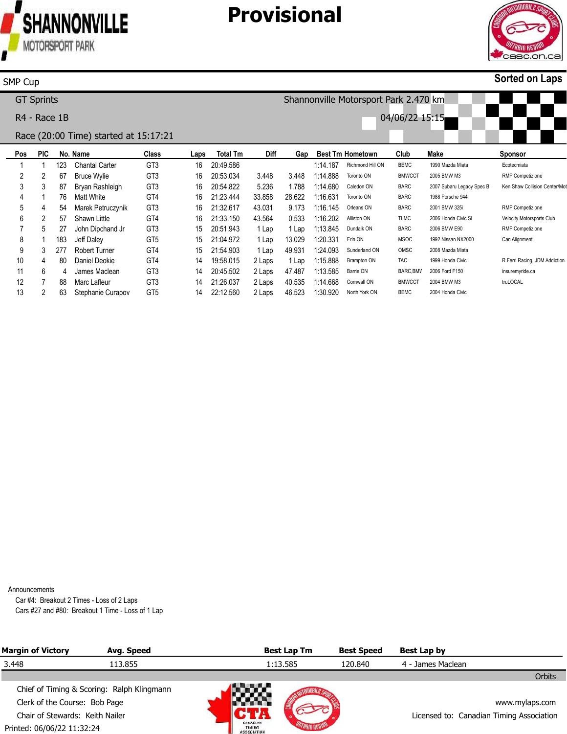# Provisional

SHANNONVILLE MOTORSPORT PARK

## SMP Cup

**Sorted on Laps**

GT Sprints — Shannonville Motorsport Park 2.470 km

R4 - Race 1B — 04/06/22 15:15

Race (20:00 Time) started at 15:17:21

| Pos | PIC | No. | Name | Class | Laps | Total Tm | Diff | Gap | Best Tm | Hometown | Club | Make | Sponsor |
|---|---|---|---|---|---|---|---|---|---|---|---|---|---|
| 1 | 1 | 123 | Chantal Carter | GT3 | 16 | 20:49.586 | | | 1:14.187 | Richmond Hill ON | BEMC | 1990 Mazda Miata | Ecotecmiata |
| 2 | 2 | 67 | Bruce Wylie | GT3 | 16 | 20:53.034 | 3.448 | 3.448 | 1:14.888 | Toronto ON | BMWCCT | 2005 BMW M3 | RMP Competizione |
| 3 | 3 | 87 | Bryan Rashleigh | GT3 | 16 | 20:54.822 | 5.236 | 1.788 | 1:14.680 | Caledon ON | BARC | 2007 Subaru Legacy Spec B | Ken Shaw Collision Center/Mot |
| 4 | 1 | 76 | Matt White | GT4 | 16 | 21:23.444 | 33.858 | 28.622 | 1:16.631 | Toronto ON | BARC | 1988 Porsche 944 | |
| 5 | 4 | 54 | Marek Petruczynik | GT3 | 16 | 21:32.617 | 43.031 | 9.173 | 1:16.145 | Orleans ON | BARC | 2001 BMW 325i | RMP Competizione |
| 6 | 2 | 57 | Shawn Little | GT4 | 16 | 21:33.150 | 43.564 | 0.533 | 1:16.202 | Alliston ON | TLMC | 2006 Honda Civic Si | Velocity Motorsports Club |
| 7 | 5 | 27 | John Dipchand Jr | GT3 | 15 | 20:51.943 | 1 Lap | 1 Lap | 1:13.845 | Dundalk ON | BARC | 2006 BMW E90 | RMP Competizione |
| 8 | 1 | 183 | Jeff Daley | GT5 | 15 | 21:04.972 | 1 Lap | 13.029 | 1:20.331 | Erin ON | MSOC | 1992 Nissan NX2000 | Can Alignment |
| 9 | 3 | 277 | Robert Turner | GT4 | 15 | 21:54.903 | 1 Lap | 49.931 | 1:24.093 | Sunderland ON | OMSC | 2008 Mazda Miata | |
| 10 | 4 | 80 | Daniel Deokie | GT4 | 14 | 19:58.015 | 2 Laps | 1 Lap | 1:15.888 | Brampton ON | TAC | 1999 Honda Civic | R.Ferri Racing, JDM Addiction |
| 11 | 6 | 4 | James Maclean | GT3 | 14 | 20:45.502 | 2 Laps | 47.487 | 1:13.585 | Barrie ON | BARC,BMV | 2006 Ford F150 | insuremyride.ca |
| 12 | 7 | 88 | Marc Lafleur | GT3 | 14 | 21:26.037 | 2 Laps | 40.535 | 1:14.668 | Cornwall ON | BMWCCT | 2004 BMW M3 | truLOCAL |
| 13 | 2 | 63 | Stephanie Curapov | GT5 | 14 | 22:12.560 | 2 Laps | 46.523 | 1:30.920 | North York ON | BEMC | 2004 Honda Civic | |

Announcements

Car #4: Breakout 2 Times - Loss of 2 Laps
Cars #27 and #80: Breakout 1 Time - Loss of 1 Lap

| Margin of Victory | Avg. Speed | Best Lap Tm | Best Speed | Best Lap by |
|---|---|---|---|---|
| 3.448 | 113.855 | 1:13.585 | 120.840 | 4 - James Maclean |

Orbits

Chief of Timing & Scoring: Ralph Klingmann
Clerk of the Course: Bob Page
Chair of Stewards: Keith Nailer
Printed: 06/06/22 11:32:24

www.mylaps.com
Licensed to: Canadian Timing Association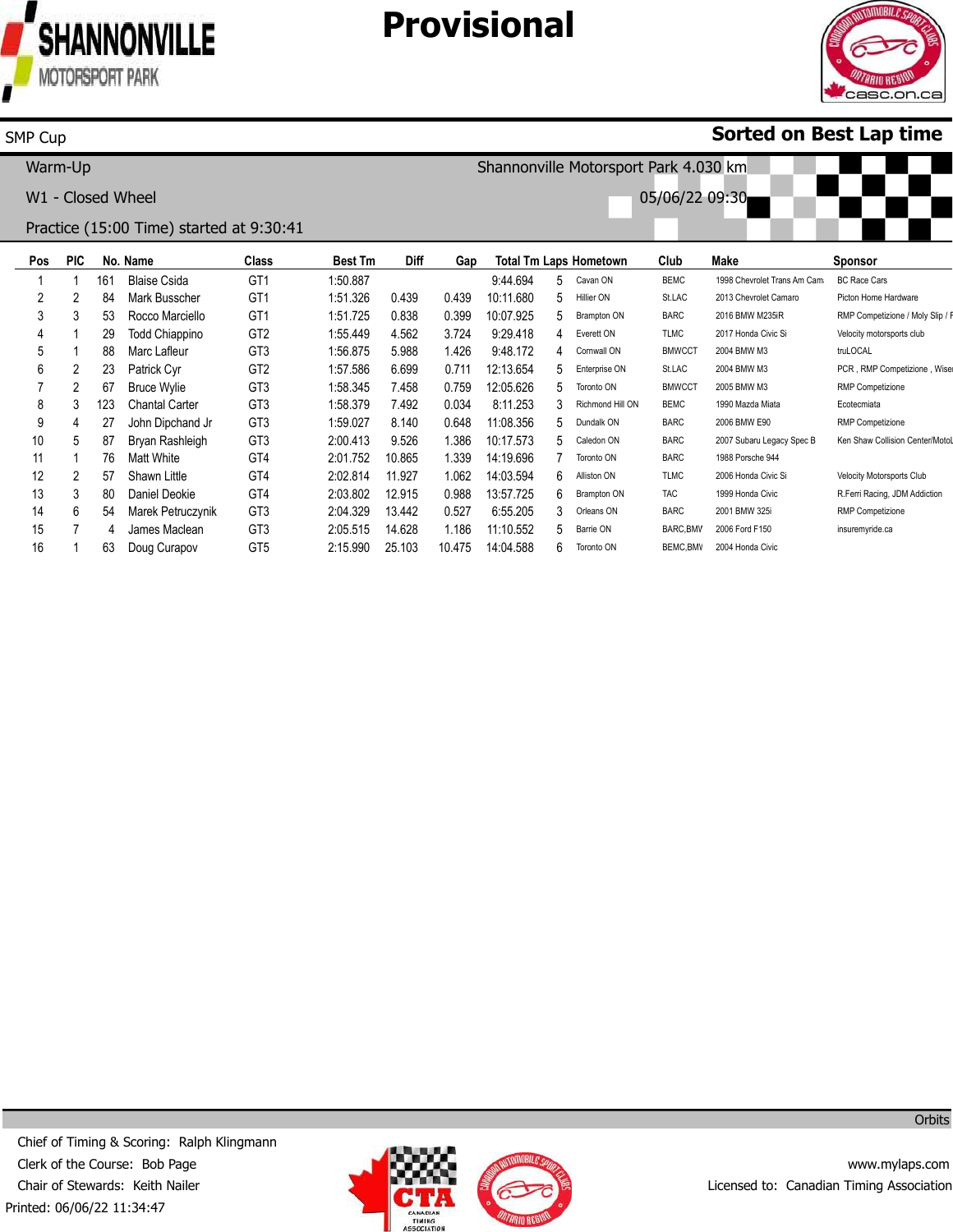# Provisional

SMP Cup **Sorted on Best Lap time**

Warm-Up — Shannonville Motorsport Park 4.030 km

W1 - Closed Wheel — 05/06/22 09:30

Practice (15:00 Time) started at 9:30:41

| Pos | PIC | No. | Name | Class | Best Tm | Diff | Gap | Total Tm | Laps | Hometown | Club | Make | Sponsor |
|---|---|---|---|---|---|---|---|---|---|---|---|---|---|
| 1 | 1 | 161 | Blaise Csida | GT1 | 1:50.887 | | | 9:44.694 | 5 | Cavan ON | BEMC | 1998 Chevrolet Trans Am Cam | BC Race Cars |
| 2 | 2 | 84 | Mark Busscher | GT1 | 1:51.326 | 0.439 | 0.439 | 10:11.680 | 5 | Hillier ON | St.LAC | 2013 Chevrolet Camaro | Picton Home Hardware |
| 3 | 3 | 53 | Rocco Marciello | GT1 | 1:51.725 | 0.838 | 0.399 | 10:07.925 | 5 | Brampton ON | BARC | 2016 BMW M235iR | RMP Competizione / Moly Slip / F |
| 4 | 1 | 29 | Todd Chiappino | GT2 | 1:55.449 | 4.562 | 3.724 | 9:29.418 | 4 | Everett ON | TLMC | 2017 Honda Civic Si | Velocity motorsports club |
| 5 | 1 | 88 | Marc Lafleur | GT3 | 1:56.875 | 5.988 | 1.426 | 9:48.172 | 4 | Cornwall ON | BMWCCT | 2004 BMW M3 | truLOCAL |
| 6 | 2 | 23 | Patrick Cyr | GT2 | 1:57.586 | 6.699 | 0.711 | 12:13.654 | 5 | Enterprise ON | St.LAC | 2004 BMW M3 | PCR , RMP Competizione , Wise |
| 7 | 2 | 67 | Bruce Wylie | GT3 | 1:58.345 | 7.458 | 0.759 | 12:05.626 | 5 | Toronto ON | BMWCCT | 2005 BMW M3 | RMP Competizione |
| 8 | 3 | 123 | Chantal Carter | GT3 | 1:58.379 | 7.492 | 0.034 | 8:11.253 | 3 | Richmond Hill ON | BEMC | 1990 Mazda Miata | Ecotecmiata |
| 9 | 4 | 27 | John Dipchand Jr | GT3 | 1:59.027 | 8.140 | 0.648 | 11:08.356 | 5 | Dundalk ON | BARC | 2006 BMW E90 | RMP Competizione |
| 10 | 5 | 87 | Bryan Rashleigh | GT3 | 2:00.413 | 9.526 | 1.386 | 10:17.573 | 5 | Caledon ON | BARC | 2007 Subaru Legacy Spec B | Ken Shaw Collision Center/MotoL |
| 11 | 1 | 76 | Matt White | GT4 | 2:01.752 | 10.865 | 1.339 | 14:19.696 | 7 | Toronto ON | BARC | 1988 Porsche 944 | |
| 12 | 2 | 57 | Shawn Little | GT4 | 2:02.814 | 11.927 | 1.062 | 14:03.594 | 6 | Alliston ON | TLMC | 2006 Honda Civic Si | Velocity Motorsports Club |
| 13 | 3 | 80 | Daniel Deokie | GT4 | 2:03.802 | 12.915 | 0.988 | 13:57.725 | 6 | Brampton ON | TAC | 1999 Honda Civic | R.Ferri Racing, JDM Addiction |
| 14 | 6 | 54 | Marek Petruczynik | GT3 | 2:04.329 | 13.442 | 0.527 | 6:55.205 | 3 | Orleans ON | BARC | 2001 BMW 325i | RMP Competizione |
| 15 | 7 | 4 | James Maclean | GT3 | 2:05.515 | 14.628 | 1.186 | 11:10.552 | 5 | Barrie ON | BARC,BMW | 2006 Ford F150 | insuremyride.ca |
| 16 | 1 | 63 | Doug Curapov | GT5 | 2:15.990 | 25.103 | 10.475 | 14:04.588 | 6 | Toronto ON | BEMC,BMW | 2004 Honda Civic | |

Orbits

Chief of Timing & Scoring: Ralph Klingmann
Clerk of the Course: Bob Page
Chair of Stewards: Keith Nailer
Printed: 06/06/22 11:34:47

www.mylaps.com
Licensed to: Canadian Timing Association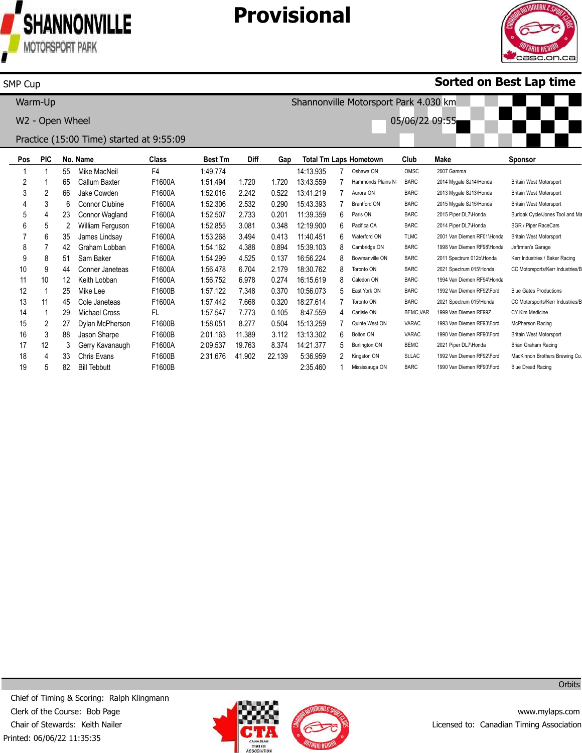# Provisional

SMP Cup

**Sorted on Best Lap time**

Warm-Up

Shannonville Motorsport Park 4.030 km

W2 - Open Wheel

05/06/22 09:55

Practice (15:00 Time) started at 9:55:09

| Pos | PIC | No. | Name | Class | Best Tm | Diff | Gap | Total Tm | Laps | Hometown | Club | Make | Sponsor |
|---|---|---|---|---|---|---|---|---|---|---|---|---|---|
| 1 | 1 | 55 | Mike MacNeil | F4 | 1:49.774 | | | 14:13.935 | 7 | Oshawa ON | OMSC | 2007 Gamma | |
| 2 | 1 | 65 | Callum Baxter | F1600A | 1:51.494 | 1.720 | 1.720 | 13:43.559 | 7 | Hammonds Plains NS | BARC | 2014 Mygale SJ14\Honda | Britain West Motorsport |
| 3 | 2 | 66 | Jake Cowden | F1600A | 1:52.016 | 2.242 | 0.522 | 13:41.219 | 7 | Aurora ON | BARC | 2013 Mygale SJ13\Honda | Britain West Motorsport |
| 4 | 3 | 6 | Connor Clubine | F1600A | 1:52.306 | 2.532 | 0.290 | 15:43.393 | 7 | Brantford ON | BARC | 2015 Mygale SJ15\Honda | Britain West Motorsport |
| 5 | 4 | 23 | Connor Wagland | F1600A | 1:52.507 | 2.733 | 0.201 | 11:39.359 | 6 | Paris ON | BARC | 2015 Piper DL7\Honda | Burloak Cycle/Jones Tool and Ma |
| 6 | 5 | 2 | William Ferguson | F1600A | 1:52.855 | 3.081 | 0.348 | 12:19.900 | 6 | Pacifica CA | BARC | 2014 Piper DL7\Honda | BGR / Piper RaceCars |
| 7 | 6 | 35 | James Lindsay | F1600A | 1:53.268 | 3.494 | 0.413 | 11:40.451 | 6 | Waterford ON | TLMC | 2001 Van Diemen RF01\Honda | Britain West Motorsport |
| 8 | 7 | 42 | Graham Lobban | F1600A | 1:54.162 | 4.388 | 0.894 | 15:39.103 | 8 | Cambridge ON | BARC | 1998 Van Diemen RF98\Honda | Jaftrman's Garage |
| 9 | 8 | 51 | Sam Baker | F1600A | 1:54.299 | 4.525 | 0.137 | 16:56.224 | 8 | Bowmanville ON | BARC | 2011 Spectrum 012b\Honda | Kerr Industries / Baker Racing |
| 10 | 9 | 44 | Conner Janeteas | F1600A | 1:56.478 | 6.704 | 2.179 | 18:30.762 | 8 | Toronto ON | BARC | 2021 Spectrum 015\Honda | CC Motorsports/Kerr Industries/B |
| 11 | 10 | 12 | Keith Lobban | F1600A | 1:56.752 | 6.978 | 0.274 | 16:15.619 | 8 | Caledon ON | BARC | 1994 Van Diemen RF94\Honda | |
| 12 | 1 | 25 | Mike Lee | F1600B | 1:57.122 | 7.348 | 0.370 | 10:56.073 | 5 | East York ON | BARC | 1992 Van Diemen RF92\Ford | Blue Gates Productions |
| 13 | 11 | 45 | Cole Janeteas | F1600A | 1:57.442 | 7.668 | 0.320 | 18:27.614 | 7 | Toronto ON | BARC | 2021 Spectrum 015\Honda | CC Motorsports/Kerr Industries/B |
| 14 | 1 | 29 | Michael Cross | FL | 1:57.547 | 7.773 | 0.105 | 8:47.559 | 4 | Carlisle ON | BEMC,VAR | 1999 Van Diemen RF99Z | CY Kim Medicine |
| 15 | 2 | 27 | Dylan McPherson | F1600B | 1:58.051 | 8.277 | 0.504 | 15:13.259 | 7 | Quinte West ON | VARAC | 1993 Van Diemen RF93\Ford | McPherson Racing |
| 16 | 3 | 88 | Jason Sharpe | F1600B | 2:01.163 | 11.389 | 3.112 | 13:13.302 | 6 | Bolton ON | VARAC | 1990 Van Diemen RF90\Ford | Britain West Motorsport |
| 17 | 12 | 3 | Gerry Kavanaugh | F1600A | 2:09.537 | 19.763 | 8.374 | 14:21.377 | 5 | Burlington ON | BEMC | 2021 Piper DL7\Honda | Brian Graham Racing |
| 18 | 4 | 33 | Chris Evans | F1600B | 2:31.676 | 41.902 | 22.139 | 5:36.959 | 2 | Kingston ON | St.LAC | 1992 Van Diemen RF92\Ford | MacKinnon Brothers Brewing Co. |
| 19 | 5 | 82 | Bill Tebbutt | F1600B | | | | 2:35.460 | 1 | Mississauga ON | BARC | 1990 Van Diemen RF90\Ford | Blue Dread Racing |

Orbits

Chief of Timing & Scoring: Ralph Klingmann
Clerk of the Course: Bob Page
Chair of Stewards: Keith Nailer
Printed: 06/06/22 11:35:35

www.mylaps.com
Licensed to: Canadian Timing Association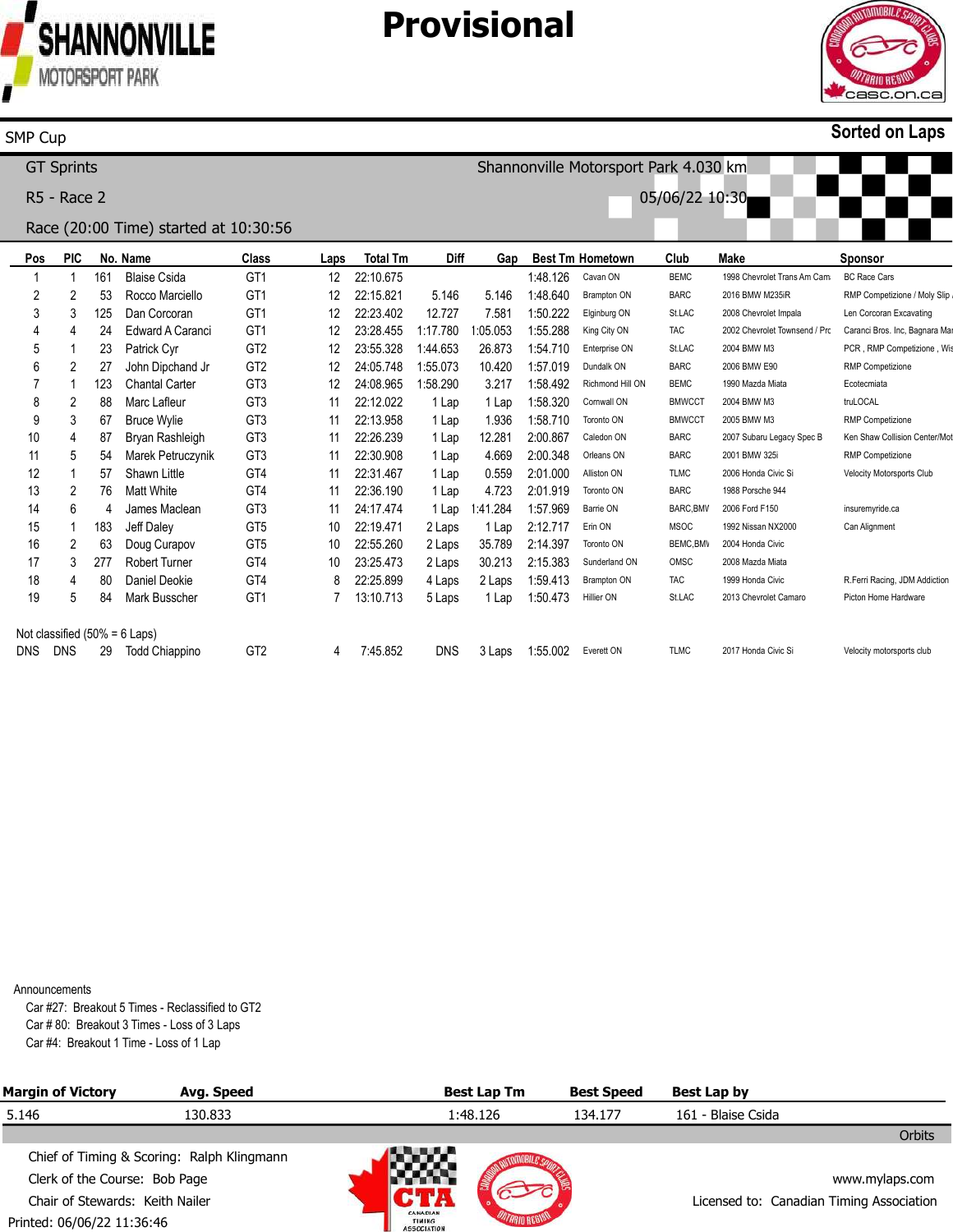# Provisional

SMP Cup — **Sorted on Laps**

GT Sprints — Shannonville Motorsport Park 4.030 km

R5 - Race 2 — 05/06/22 10:30

Race (20:00 Time) started at 10:30:56

| Pos | PIC | No. | Name | Class | Laps | Total Tm | Diff | Gap | Best Tm | Hometown | Club | Make | Sponsor |
|---|---|---|---|---|---|---|---|---|---|---|---|---|---|
| 1 | 1 | 161 | Blaise Csida | GT1 | 12 | 22:10.675 | | | 1:48.126 | Cavan ON | BEMC | 1998 Chevrolet Trans Am Cam | BC Race Cars |
| 2 | 2 | 53 | Rocco Marciello | GT1 | 12 | 22:15.821 | 5.146 | 5.146 | 1:48.640 | Brampton ON | BARC | 2016 BMW M235iR | RMP Competizione / Moly Slip |
| 3 | 3 | 125 | Dan Corcoran | GT1 | 12 | 22:23.402 | 12.727 | 7.581 | 1:50.222 | Elginburg ON | St.LAC | 2008 Chevrolet Impala | Len Corcoran Excavating |
| 4 | 4 | 24 | Edward A Caranci | GT1 | 12 | 23:28.455 | 1:17.780 | 1:05.053 | 1:55.288 | King City ON | TAC | 2002 Chevrolet Townsend / Pro | Caranci Bros. Inc, Bagnara Mar |
| 5 | 1 | 23 | Patrick Cyr | GT2 | 12 | 23:55.328 | 1:44.653 | 26.873 | 1:54.710 | Enterprise ON | St.LAC | 2004 BMW M3 | PCR , RMP Competizione , Wis |
| 6 | 2 | 27 | John Dipchand Jr | GT2 | 12 | 24:05.748 | 1:55.073 | 10.420 | 1:57.019 | Dundalk ON | BARC | 2006 BMW E90 | RMP Competizione |
| 7 | 1 | 123 | Chantal Carter | GT3 | 12 | 24:08.965 | 1:58.290 | 3.217 | 1:58.492 | Richmond Hill ON | BEMC | 1990 Mazda Miata | Ecotecmiata |
| 8 | 2 | 88 | Marc Lafleur | GT3 | 11 | 22:12.022 | 1 Lap | 1 Lap | 1:58.320 | Cornwall ON | BMWCCT | 2004 BMW M3 | truLOCAL |
| 9 | 3 | 67 | Bruce Wylie | GT3 | 11 | 22:13.958 | 1 Lap | 1.936 | 1:58.710 | Toronto ON | BMWCCT | 2005 BMW M3 | RMP Competizione |
| 10 | 4 | 87 | Bryan Rashleigh | GT3 | 11 | 22:26.239 | 1 Lap | 12.281 | 2:00.867 | Caledon ON | BARC | 2007 Subaru Legacy Spec B | Ken Shaw Collision Center/Mot |
| 11 | 5 | 54 | Marek Petruczynik | GT3 | 11 | 22:30.908 | 1 Lap | 4.669 | 2:00.348 | Orleans ON | BARC | 2001 BMW 325i | RMP Competizione |
| 12 | 1 | 57 | Shawn Little | GT4 | 11 | 22:31.467 | 1 Lap | 0.559 | 2:01.000 | Alliston ON | TLMC | 2006 Honda Civic Si | Velocity Motorsports Club |
| 13 | 2 | 76 | Matt White | GT4 | 11 | 22:36.190 | 1 Lap | 4.723 | 2:01.919 | Toronto ON | BARC | 1988 Porsche 944 | |
| 14 | 6 | 4 | James Maclean | GT3 | 11 | 24:17.474 | 1 Lap | 1:41.284 | 1:57.969 | Barrie ON | BARC,BMW | 2006 Ford F150 | insuremyride.ca |
| 15 | 1 | 183 | Jeff Daley | GT5 | 10 | 22:19.471 | 2 Laps | 1 Lap | 2:12.717 | Erin ON | MSOC | 1992 Nissan NX2000 | Can Alignment |
| 16 | 2 | 63 | Doug Curapov | GT5 | 10 | 22:55.260 | 2 Laps | 35.789 | 2:14.397 | Toronto ON | BEMC,BMW | 2004 Honda Civic | |
| 17 | 3 | 277 | Robert Turner | GT4 | 10 | 23:25.473 | 2 Laps | 30.213 | 2:15.383 | Sunderland ON | OMSC | 2008 Mazda Miata | |
| 18 | 4 | 80 | Daniel Deokie | GT4 | 8 | 22:25.899 | 4 Laps | 2 Laps | 1:59.413 | Brampton ON | TAC | 1999 Honda Civic | R.Ferri Racing, JDM Addiction |
| 19 | 5 | 84 | Mark Busscher | GT1 | 7 | 13:10.713 | 5 Laps | 1 Lap | 1:50.473 | Hillier ON | St.LAC | 2013 Chevrolet Camaro | Picton Home Hardware |
| Not classified (50% = 6 Laps) | | | | | | | | | | | | | |
| DNS | DNS | 29 | Todd Chiappino | GT2 | 4 | 7:45.852 | DNS | 3 Laps | 1:55.002 | Everett ON | TLMC | 2017 Honda Civic Si | Velocity motorsports club |

Announcements

- Car #27: Breakout 5 Times - Reclassified to GT2
- Car # 80: Breakout 3 Times - Loss of 3 Laps
- Car #4: Breakout 1 Time - Loss of 1 Lap

| Margin of Victory | Avg. Speed | Best Lap Tm | Best Speed | Best Lap by |
|---|---|---|---|---|
| 5.146 | 130.833 | 1:48.126 | 134.177 | 161 - Blaise Csida |

Orbits

Chief of Timing & Scoring: Ralph Klingmann
Clerk of the Course: Bob Page
Chair of Stewards: Keith Nailer
Printed: 06/06/22 11:36:46

www.mylaps.com
Licensed to: Canadian Timing Association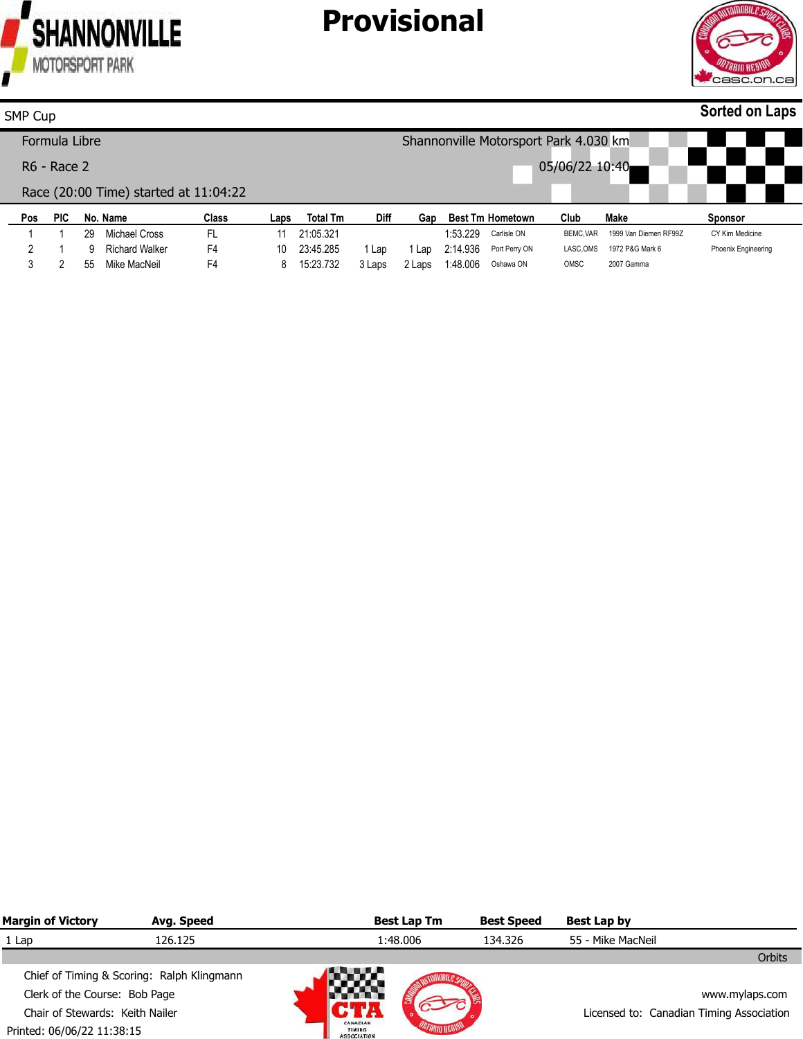SHANNONVILLE MOTORSPORT PARK

# Provisional

SMP Cup

**Sorted on Laps**

Formula Libre — Shannonville Motorsport Park 4.030 km

R6 - Race 2 — 05/06/22 10:40

Race (20:00 Time) started at 11:04:22

| Pos | PIC | No. | Name | Class | Laps | Total Tm | Diff | Gap | Best Tm | Hometown | Club | Make | Sponsor |
|---|---|---|---|---|---|---|---|---|---|---|---|---|---|
| 1 | 1 | 29 | Michael Cross | FL | 11 | 21:05.321 | | | 1:53.229 | Carlisle ON | BEMC,VAR | 1999 Van Diemen RF99Z | CY Kim Medicine |
| 2 | 1 | 9 | Richard Walker | F4 | 10 | 23:45.285 | 1 Lap | 1 Lap | 2:14.936 | Port Perry ON | LASC,OMS | 1972 P&G Mark 6 | Phoenix Engineering |
| 3 | 2 | 55 | Mike MacNeil | F4 | 8 | 15:23.732 | 3 Laps | 2 Laps | 1:48.006 | Oshawa ON | OMSC | 2007 Gamma | |

| Margin of Victory | Avg. Speed | Best Lap Tm | Best Speed | Best Lap by |
|---|---|---|---|---|
| 1 Lap | 126.125 | 1:48.006 | 134.326 | 55 - Mike MacNeil |

Orbits

Chief of Timing & Scoring: Ralph Klingmann
Clerk of the Course: Bob Page
Chair of Stewards: Keith Nailer
Printed: 06/06/22 11:38:15

www.mylaps.com
Licensed to: Canadian Timing Association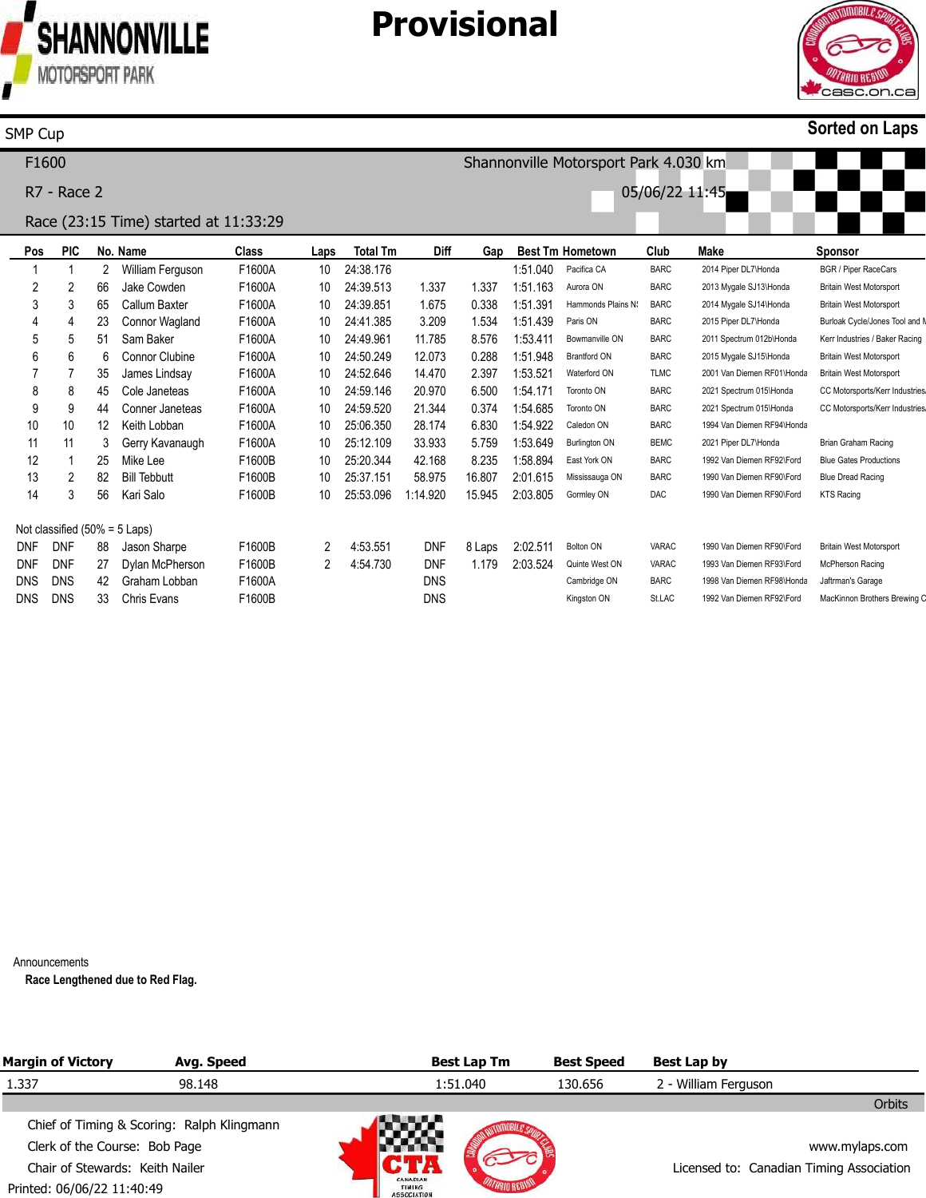# Provisional

SHANNONVILLE MOTORSPORT PARK

SMP Cup

**Sorted on Laps**

F1600

Shannonville Motorsport Park 4.030 km

R7 - Race 2

05/06/22 11:45

Race (23:15 Time) started at 11:33:29

| Pos | PIC | No. | Name | Class | Laps | Total Tm | Diff | Gap | Best Tm | Hometown | Club | Make | Sponsor |
|---|---|---|---|---|---|---|---|---|---|---|---|---|---|
| 1 | 1 | 2 | William Ferguson | F1600A | 10 | 24:38.176 | | | 1:51.040 | Pacifica CA | BARC | 2014 Piper DL7\Honda | BGR / Piper RaceCars |
| 2 | 2 | 66 | Jake Cowden | F1600A | 10 | 24:39.513 | 1.337 | 1.337 | 1:51.163 | Aurora ON | BARC | 2013 Mygale SJ13\Honda | Britain West Motorsport |
| 3 | 3 | 65 | Callum Baxter | F1600A | 10 | 24:39.851 | 1.675 | 0.338 | 1:51.391 | Hammonds Plains N! | BARC | 2014 Mygale SJ14\Honda | Britain West Motorsport |
| 4 | 4 | 23 | Connor Wagland | F1600A | 10 | 24:41.385 | 3.209 | 1.534 | 1:51.439 | Paris ON | BARC | 2015 Piper DL7\Honda | Burloak Cycle/Jones Tool and M |
| 5 | 5 | 51 | Sam Baker | F1600A | 10 | 24:49.961 | 11.785 | 8.576 | 1:53.411 | Bowmanville ON | BARC | 2011 Spectrum 012b\Honda | Kerr Industries / Baker Racing |
| 6 | 6 | 6 | Connor Clubine | F1600A | 10 | 24:50.249 | 12.073 | 0.288 | 1:51.948 | Brantford ON | BARC | 2015 Mygale SJ15\Honda | Britain West Motorsport |
| 7 | 7 | 35 | James Lindsay | F1600A | 10 | 24:52.646 | 14.470 | 2.397 | 1:53.521 | Waterford ON | TLMC | 2001 Van Diemen RF01\Honda | Britain West Motorsport |
| 8 | 8 | 45 | Cole Janeteas | F1600A | 10 | 24:59.146 | 20.970 | 6.500 | 1:54.171 | Toronto ON | BARC | 2021 Spectrum 015\Honda | CC Motorsports/Kerr Industries |
| 9 | 9 | 44 | Conner Janeteas | F1600A | 10 | 24:59.520 | 21.344 | 0.374 | 1:54.685 | Toronto ON | BARC | 2021 Spectrum 015\Honda | CC Motorsports/Kerr Industries |
| 10 | 10 | 12 | Keith Lobban | F1600A | 10 | 25:06.350 | 28.174 | 6.830 | 1:54.922 | Caledon ON | BARC | 1994 Van Diemen RF94\Honda | |
| 11 | 11 | 3 | Gerry Kavanaugh | F1600A | 10 | 25:12.109 | 33.933 | 5.759 | 1:53.649 | Burlington ON | BEMC | 2021 Piper DL7\Honda | Brian Graham Racing |
| 12 | 1 | 25 | Mike Lee | F1600B | 10 | 25:20.344 | 42.168 | 8.235 | 1:58.894 | East York ON | BARC | 1992 Van Diemen RF92\Ford | Blue Gates Productions |
| 13 | 2 | 82 | Bill Tebbutt | F1600B | 10 | 25:37.151 | 58.975 | 16.807 | 2:01.615 | Mississauga ON | BARC | 1990 Van Diemen RF90\Ford | Blue Dread Racing |
| 14 | 3 | 56 | Kari Salo | F1600B | 10 | 25:53.096 | 1:14.920 | 15.945 | 2:03.805 | Gormley ON | DAC | 1990 Van Diemen RF90\Ford | KTS Racing |
| Not classified (50% = 5 Laps) | | | | | | | | | | | | | |
| DNF | DNF | 88 | Jason Sharpe | F1600B | 2 | 4:53.551 | DNF | 8 Laps | 2:02.511 | Bolton ON | VARAC | 1990 Van Diemen RF90\Ford | Britain West Motorsport |
| DNF | DNF | 27 | Dylan McPherson | F1600B | 2 | 4:54.730 | DNF | 1.179 | 2:03.524 | Quinte West ON | VARAC | 1993 Van Diemen RF93\Ford | McPherson Racing |
| DNS | DNS | 42 | Graham Lobban | F1600A | | | DNS | | | Cambridge ON | BARC | 1998 Van Diemen RF98\Honda | Jaftrman's Garage |
| DNS | DNS | 33 | Chris Evans | F1600B | | | DNS | | | Kingston ON | St.LAC | 1992 Van Diemen RF92\Ford | MacKinnon Brothers Brewing C |

Announcements

**Race Lengthened due to Red Flag.**

| Margin of Victory | Avg. Speed | Best Lap Tm | Best Speed | Best Lap by |
|---|---|---|---|---|
| 1.337 | 98.148 | 1:51.040 | 130.656 | 2 - William Ferguson |

Orbits

Chief of Timing & Scoring: Ralph Klingmann

Clerk of the Course: Bob Page

Chair of Stewards: Keith Nailer

Printed: 06/06/22 11:40:49

www.mylaps.com

Licensed to: Canadian Timing Association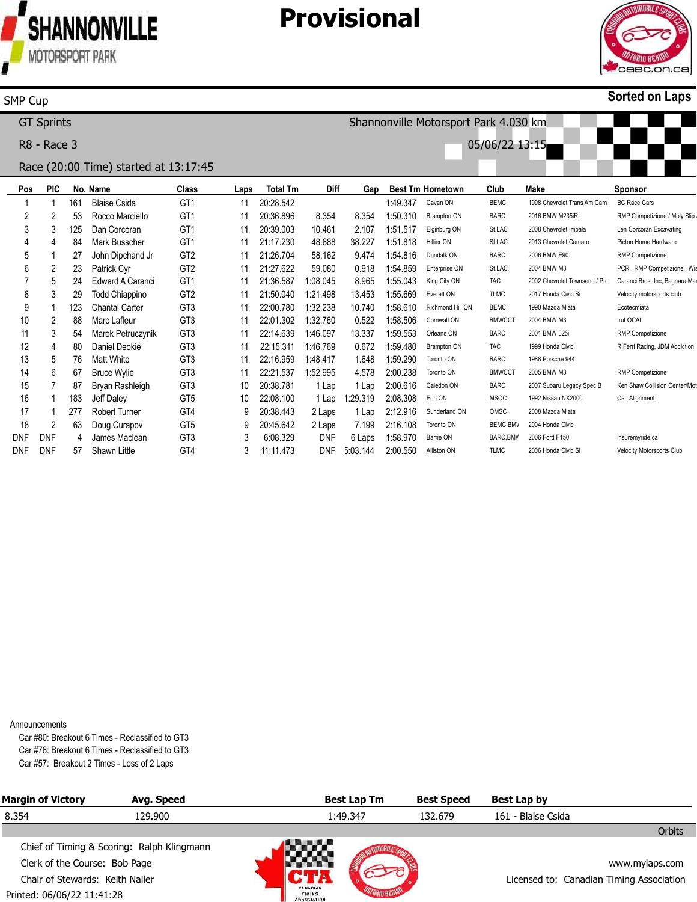# Provisional

SMP Cup

**Sorted on Laps**

GT Sprints

Shannonville Motorsport Park 4.030 km

R8 - Race 3

05/06/22 13:15

Race (20:00 Time) started at 13:17:45

| Pos | PIC | No. | Name | Class | Laps | Total Tm | Diff | Gap | Best Tm | Hometown | Club | Make | Sponsor |
|---|---|---|---|---|---|---|---|---|---|---|---|---|---|
| 1 | 1 | 161 | Blaise Csida | GT1 | 11 | 20:28.542 | | | 1:49.347 | Cavan ON | BEMC | 1998 Chevrolet Trans Am Cam | BC Race Cars |
| 2 | 2 | 53 | Rocco Marciello | GT1 | 11 | 20:36.896 | 8.354 | 8.354 | 1:50.310 | Brampton ON | BARC | 2016 BMW M235iR | RMP Competizione / Moly Slip |
| 3 | 3 | 125 | Dan Corcoran | GT1 | 11 | 20:39.003 | 10.461 | 2.107 | 1:51.517 | Elginburg ON | St.LAC | 2008 Chevrolet Impala | Len Corcoran Excavating |
| 4 | 4 | 84 | Mark Busscher | GT1 | 11 | 21:17.230 | 48.688 | 38.227 | 1:51.818 | Hillier ON | St.LAC | 2013 Chevrolet Camaro | Picton Home Hardware |
| 5 | 1 | 27 | John Dipchand Jr | GT2 | 11 | 21:26.704 | 58.162 | 9.474 | 1:54.816 | Dundalk ON | BARC | 2006 BMW E90 | RMP Competizione |
| 6 | 2 | 23 | Patrick Cyr | GT2 | 11 | 21:27.622 | 59.080 | 0.918 | 1:54.859 | Enterprise ON | St.LAC | 2004 BMW M3 | PCR , RMP Competizione , Wis |
| 7 | 5 | 24 | Edward A Caranci | GT1 | 11 | 21:36.587 | 1:08.045 | 8.965 | 1:55.043 | King City ON | TAC | 2002 Chevrolet Townsend / Prc | Caranci Bros. Inc, Bagnara Mar |
| 8 | 3 | 29 | Todd Chiappino | GT2 | 11 | 21:50.040 | 1:21.498 | 13.453 | 1:55.669 | Everett ON | TLMC | 2017 Honda Civic Si | Velocity motorsports club |
| 9 | 1 | 123 | Chantal Carter | GT3 | 11 | 22:00.780 | 1:32.238 | 10.740 | 1:58.610 | Richmond Hill ON | BEMC | 1990 Mazda Miata | Ecotecmiata |
| 10 | 2 | 88 | Marc Lafleur | GT3 | 11 | 22:01.302 | 1:32.760 | 0.522 | 1:58.506 | Cornwall ON | BMWCCT | 2004 BMW M3 | truLOCAL |
| 11 | 3 | 54 | Marek Petruczynik | GT3 | 11 | 22:14.639 | 1:46.097 | 13.337 | 1:59.553 | Orleans ON | BARC | 2001 BMW 325i | RMP Competizione |
| 12 | 4 | 80 | Daniel Dedeie | GT3 | 11 | 22:15.311 | 1:46.769 | 0.672 | 1:59.480 | Brampton ON | TAC | 1999 Honda Civic | R.Ferri Racing, JDM Addiction |
| 13 | 5 | 76 | Matt White | GT3 | 11 | 22:16.959 | 1:48.417 | 1.648 | 1:59.290 | Toronto ON | BARC | 1988 Porsche 944 | |
| 14 | 6 | 67 | Bruce Wylie | GT3 | 11 | 22:21.537 | 1:52.995 | 4.578 | 2:00.238 | Toronto ON | BMWCCT | 2005 BMW M3 | RMP Competizione |
| 15 | 7 | 87 | Bryan Rashleigh | GT3 | 10 | 20:38.781 | 1 Lap | 1 Lap | 2:00.616 | Caledon ON | BARC | 2007 Subaru Legacy Spec B | Ken Shaw Collision Center/Mot |
| 16 | 1 | 183 | Jeff Daley | GT5 | 10 | 22:08.100 | 1 Lap | 1:29.319 | 2:08.308 | Erin ON | MSOC | 1992 Nissan NX2000 | Can Alignment |
| 17 | 1 | 277 | Robert Turner | GT4 | 9 | 20:38.443 | 2 Laps | 1 Lap | 2:12.916 | Sunderland ON | OMSC | 2008 Mazda Miata | |
| 18 | 2 | 63 | Doug Curapov | GT5 | 9 | 20:45.642 | 2 Laps | 7.199 | 2:16.108 | Toronto ON | BEMC,BMW | 2004 Honda Civic | |
| DNF | DNF | 4 | James Maclean | GT3 | 3 | 6:08.329 | DNF | 6 Laps | 1:58.970 | Barrie ON | BARC,BMW | 2006 Ford F150 | insuremyride.ca |
| DNF | DNF | 57 | Shawn Little | GT4 | 3 | 11:11.473 | DNF | 5:03.144 | 2:00.550 | Alliston ON | TLMC | 2006 Honda Civic Si | Velocity Motorsports Club |

Announcements

Car #80: Breakout 6 Times - Reclassified to GT3
Car #76: Breakout 6 Times - Reclassified to GT3
Car #57: Breakout 2 Times - Loss of 2 Laps

| Margin of Victory | Avg. Speed | Best Lap Tm | Best Speed | Best Lap by |
|---|---|---|---|---|
| 8.354 | 129.900 | 1:49.347 | 132.679 | 161 - Blaise Csida |

Orbits

Chief of Timing & Scoring: Ralph Klingmann
Clerk of the Course: Bob Page
Chair of Stewards: Keith Nailer
Printed: 06/06/22 11:41:28

www.mylaps.com
Licensed to: Canadian Timing Association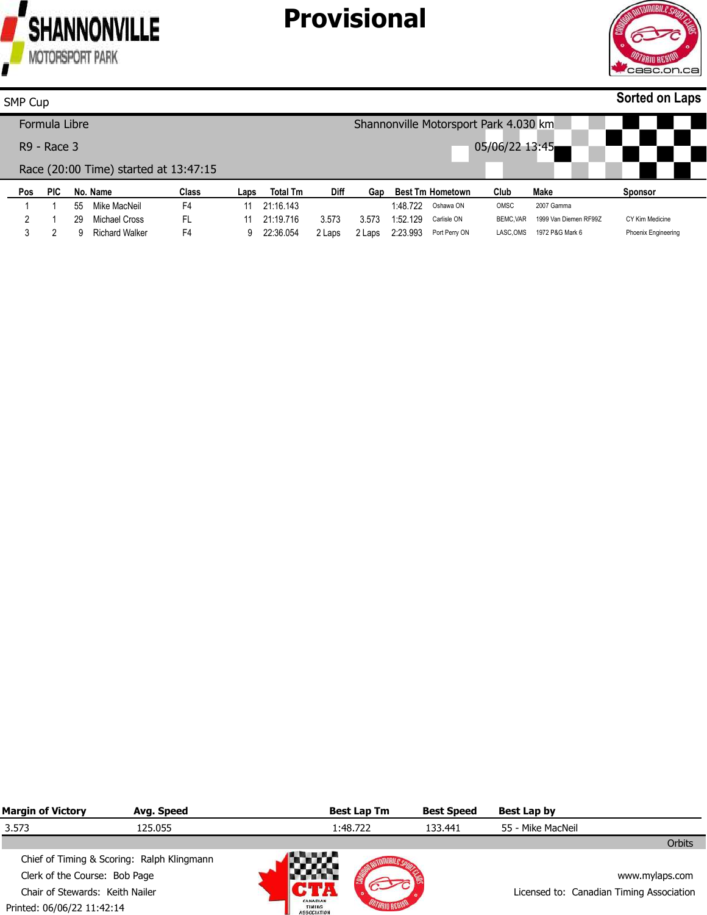# Provisional

SHANNONVILLE MOTORSPORT PARK

SMP Cup

**Sorted on Laps**

Formula Libre — Shannonville Motorsport Park 4.030 km

R9 - Race 3 — 05/06/22 13:45

Race (20:00 Time) started at 13:47:15

| Pos | PIC | No. | Name | Class | Laps | Total Tm | Diff | Gap | Best Tm | Hometown | Club | Make | Sponsor |
|---|---|---|---|---|---|---|---|---|---|---|---|---|---|
| 1 | 1 | 55 | Mike MacNeil | F4 | 11 | 21:16.143 | | | 1:48.722 | Oshawa ON | OMSC | 2007 Gamma | |
| 2 | 1 | 29 | Michael Cross | FL | 11 | 21:19.716 | 3.573 | 3.573 | 1:52.129 | Carlisle ON | BEMC,VAR | 1999 Van Diemen RF99Z | CY Kim Medicine |
| 3 | 2 | 9 | Richard Walker | F4 | 9 | 22:36.054 | 2 Laps | 2 Laps | 2:23.993 | Port Perry ON | LASC,OMS | 1972 P&G Mark 6 | Phoenix Engineering |

| Margin of Victory | Avg. Speed | Best Lap Tm | Best Speed | Best Lap by |
|---|---|---|---|---|
| 3.573 | 125.055 | 1:48.722 | 133.441 | 55 - Mike MacNeil |

Orbits

Chief of Timing & Scoring: Ralph Klingmann

Clerk of the Course: Bob Page

Chair of Stewards: Keith Nailer

Printed: 06/06/22 11:42:14

www.mylaps.com

Licensed to: Canadian Timing Association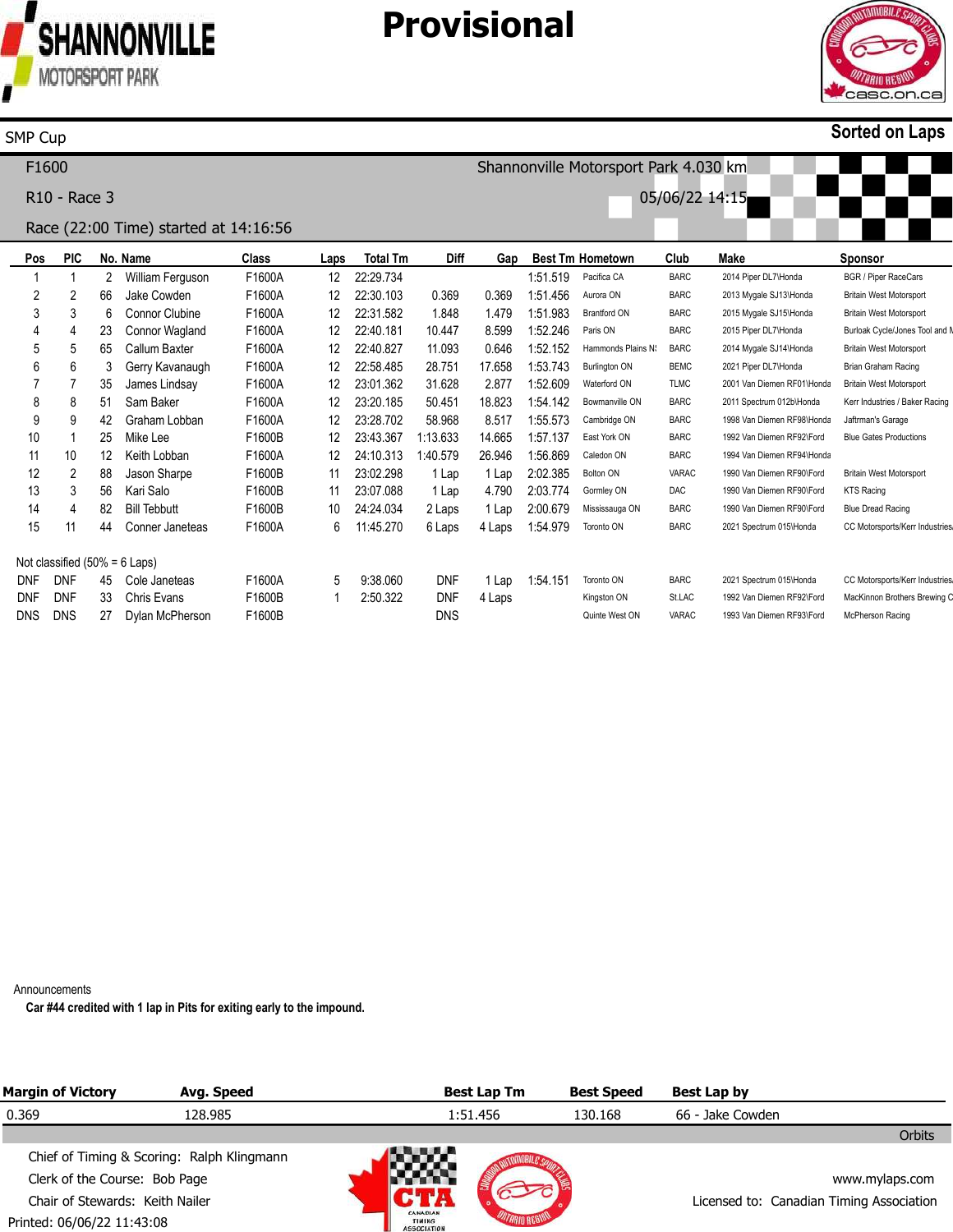# Provisional

SMP Cup

**Sorted on Laps**

F1600 — Shannonville Motorsport Park 4.030 km

R10 - Race 3 — 05/06/22 14:15

Race (22:00 Time) started at 14:16:56

| Pos | PIC | No. | Name | Class | Laps | Total Tm | Diff | Gap | Best Tm | Hometown | Club | Make | Sponsor |
|---|---|---|---|---|---|---|---|---|---|---|---|---|---|
| 1 | 1 | 2 | William Ferguson | F1600A | 12 | 22:29.734 | | | 1:51.519 | Pacifica CA | BARC | 2014 Piper DL7\Honda | BGR / Piper RaceCars |
| 2 | 2 | 66 | Jake Cowden | F1600A | 12 | 22:30.103 | 0.369 | 0.369 | 1:51.456 | Aurora ON | BARC | 2013 Mygale SJ13\Honda | Britain West Motorsport |
| 3 | 3 | 6 | Connor Clubine | F1600A | 12 | 22:31.582 | 1.848 | 1.479 | 1:51.983 | Brantford ON | BARC | 2015 Mygale SJ15\Honda | Britain West Motorsport |
| 4 | 4 | 23 | Connor Wagland | F1600A | 12 | 22:40.181 | 10.447 | 8.599 | 1:52.246 | Paris ON | BARC | 2015 Piper DL7\Honda | Burloak Cycle/Jones Tool and M |
| 5 | 5 | 65 | Callum Baxter | F1600A | 12 | 22:40.827 | 11.093 | 0.646 | 1:52.152 | Hammonds Plains NS | BARC | 2014 Mygale SJ14\Honda | Britain West Motorsport |
| 6 | 6 | 3 | Gerry Kavanaugh | F1600A | 12 | 22:58.485 | 28.751 | 17.658 | 1:53.743 | Burlington ON | BEMC | 2021 Piper DL7\Honda | Brian Graham Racing |
| 7 | 7 | 35 | James Lindsay | F1600A | 12 | 23:01.362 | 31.628 | 2.877 | 1:52.609 | Waterford ON | TLMC | 2001 Van Diemen RF01\Honda | Britain West Motorsport |
| 8 | 8 | 51 | Sam Baker | F1600A | 12 | 23:20.185 | 50.451 | 18.823 | 1:54.142 | Bowmanville ON | BARC | 2011 Spectrum 012b\Honda | Kerr Industries / Baker Racing |
| 9 | 9 | 42 | Graham Lobban | F1600A | 12 | 23:28.702 | 58.968 | 8.517 | 1:55.573 | Cambridge ON | BARC | 1998 Van Diemen RF98\Honda | Jaftrman's Garage |
| 10 | 1 | 25 | Mike Lee | F1600B | 12 | 23:43.367 | 1:13.633 | 14.665 | 1:57.137 | East York ON | BARC | 1992 Van Diemen RF92\Ford | Blue Gates Productions |
| 11 | 10 | 12 | Keith Lobban | F1600A | 12 | 24:10.313 | 1:40.579 | 26.946 | 1:56.869 | Caledon ON | BARC | 1994 Van Diemen RF94\Honda | |
| 12 | 2 | 88 | Jason Sharpe | F1600B | 11 | 23:02.298 | 1 Lap | 1 Lap | 2:02.385 | Bolton ON | VARAC | 1990 Van Diemen RF90\Ford | Britain West Motorsport |
| 13 | 3 | 56 | Kari Salo | F1600B | 11 | 23:07.088 | 1 Lap | 4.790 | 2:03.774 | Gormley ON | DAC | 1990 Van Diemen RF90\Ford | KTS Racing |
| 14 | 4 | 82 | Bill Tebbutt | F1600B | 10 | 24:24.034 | 2 Laps | 1 Lap | 2:00.679 | Mississauga ON | BARC | 1990 Van Diemen RF90\Ford | Blue Dread Racing |
| 15 | 11 | 44 | Conner Janeteas | F1600A | 6 | 11:45.270 | 6 Laps | 4 Laps | 1:54.979 | Toronto ON | BARC | 2021 Spectrum 015\Honda | CC Motorsports/Kerr Industries |
| Not classified (50% = 6 Laps) | | | | | | | | | | | | | |
| DNF | DNF | 45 | Cole Janeteas | F1600A | 5 | 9:38.060 | DNF | 1 Lap | 1:54.151 | Toronto ON | BARC | 2021 Spectrum 015\Honda | CC Motorsports/Kerr Industries |
| DNF | DNF | 33 | Chris Evans | F1600B | 1 | 2:50.322 | DNF | 4 Laps | | Kingston ON | St.LAC | 1992 Van Diemen RF92\Ford | MacKinnon Brothers Brewing C |
| DNS | DNS | 27 | Dylan McPherson | F1600B | | | DNS | | | Quinte West ON | VARAC | 1993 Van Diemen RF93\Ford | McPherson Racing |

Announcements

**Car #44 credited with 1 lap in Pits for exiting early to the impound.**

| Margin of Victory | Avg. Speed | Best Lap Tm | Best Speed | Best Lap by |
|---|---|---|---|---|
| 0.369 | 128.985 | 1:51.456 | 130.168 | 66 - Jake Cowden |

Orbits

Chief of Timing & Scoring: Ralph Klingmann
Clerk of the Course: Bob Page
Chair of Stewards: Keith Nailer
Printed: 06/06/22 11:43:08

www.mylaps.com
Licensed to: Canadian Timing Association